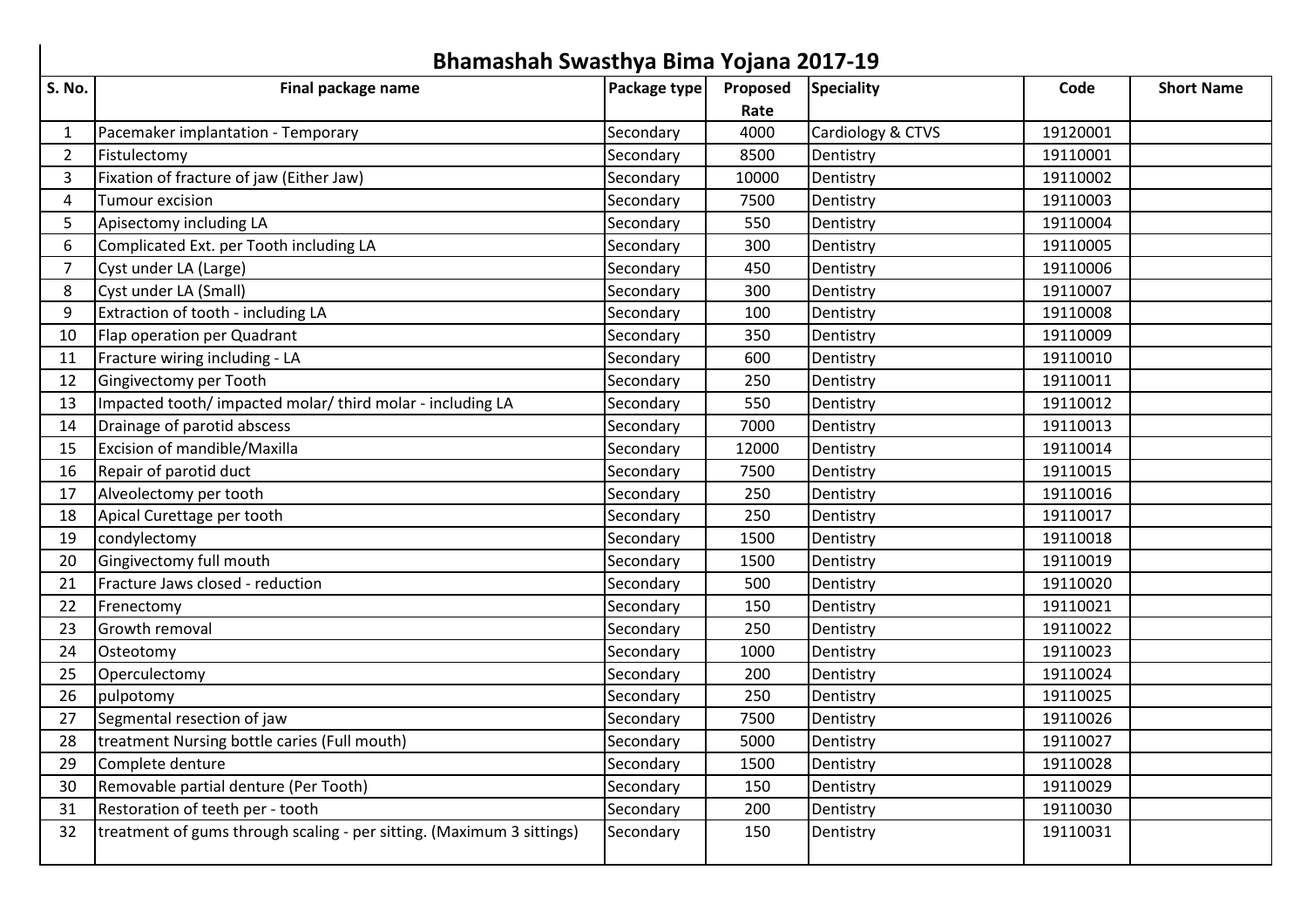# Bhamashah Swasthya Bima Yojana 2017-19

| S. No. | Final package name | Package type | Proposed Rate | Speciality | Code | Short Name |
|---|---|---|---|---|---|---|
| 1 | Pacemaker implantation - Temporary | Secondary | 4000 | Cardiology & CTVS | 19120001 | |
| 2 | Fistulectomy | Secondary | 8500 | Dentistry | 19110001 | |
| 3 | Fixation of fracture of jaw (Either Jaw) | Secondary | 10000 | Dentistry | 19110002 | |
| 4 | Tumour excision | Secondary | 7500 | Dentistry | 19110003 | |
| 5 | Apisectomy including LA | Secondary | 550 | Dentistry | 19110004 | |
| 6 | Complicated Ext. per Tooth including LA | Secondary | 300 | Dentistry | 19110005 | |
| 7 | Cyst under LA (Large) | Secondary | 450 | Dentistry | 19110006 | |
| 8 | Cyst under LA (Small) | Secondary | 300 | Dentistry | 19110007 | |
| 9 | Extraction of tooth - including LA | Secondary | 100 | Dentistry | 19110008 | |
| 10 | Flap operation per Quadrant | Secondary | 350 | Dentistry | 19110009 | |
| 11 | Fracture wiring including - LA | Secondary | 600 | Dentistry | 19110010 | |
| 12 | Gingivectomy per Tooth | Secondary | 250 | Dentistry | 19110011 | |
| 13 | Impacted tooth/ impacted molar/ third molar - including LA | Secondary | 550 | Dentistry | 19110012 | |
| 14 | Drainage of parotid abscess | Secondary | 7000 | Dentistry | 19110013 | |
| 15 | Excision of mandible/Maxilla | Secondary | 12000 | Dentistry | 19110014 | |
| 16 | Repair of parotid duct | Secondary | 7500 | Dentistry | 19110015 | |
| 17 | Alveolectomy per tooth | Secondary | 250 | Dentistry | 19110016 | |
| 18 | Apical Curettage per tooth | Secondary | 250 | Dentistry | 19110017 | |
| 19 | condylectomy | Secondary | 1500 | Dentistry | 19110018 | |
| 20 | Gingivectomy full mouth | Secondary | 1500 | Dentistry | 19110019 | |
| 21 | Fracture Jaws closed - reduction | Secondary | 500 | Dentistry | 19110020 | |
| 22 | Frenectomy | Secondary | 150 | Dentistry | 19110021 | |
| 23 | Growth removal | Secondary | 250 | Dentistry | 19110022 | |
| 24 | Osteotomy | Secondary | 1000 | Dentistry | 19110023 | |
| 25 | Operculectomy | Secondary | 200 | Dentistry | 19110024 | |
| 26 | pulpotomy | Secondary | 250 | Dentistry | 19110025 | |
| 27 | Segmental resection of jaw | Secondary | 7500 | Dentistry | 19110026 | |
| 28 | treatment Nursing bottle caries (Full mouth) | Secondary | 5000 | Dentistry | 19110027 | |
| 29 | Complete denture | Secondary | 1500 | Dentistry | 19110028 | |
| 30 | Removable partial denture (Per Tooth) | Secondary | 150 | Dentistry | 19110029 | |
| 31 | Restoration of teeth per - tooth | Secondary | 200 | Dentistry | 19110030 | |
| 32 | treatment of gums through scaling - per sitting. (Maximum 3 sittings) | Secondary | 150 | Dentistry | 19110031 | |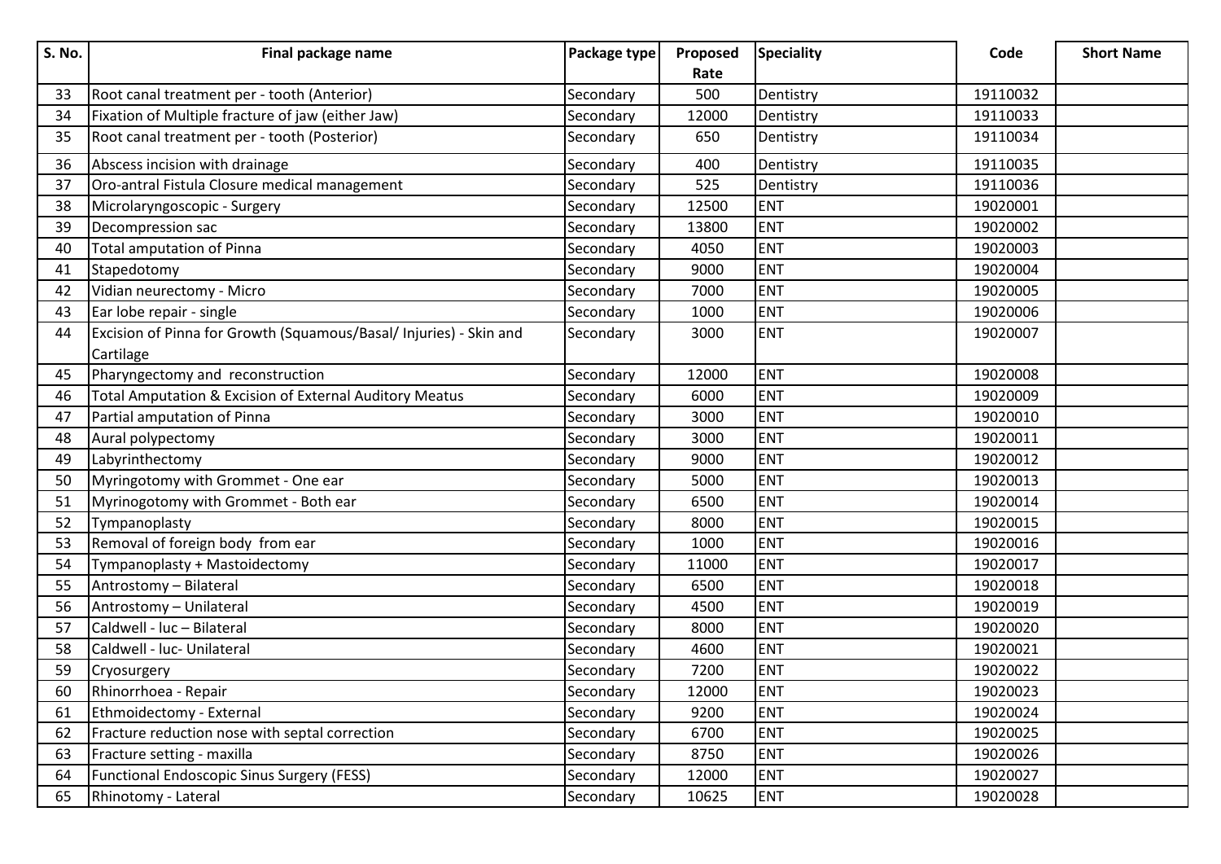| S. No. | Final package name | Package type | Proposed Rate | Speciality | Code | Short Name |
|---|---|---|---|---|---|---|
| 33 | Root canal treatment per - tooth (Anterior) | Secondary | 500 | Dentistry | 19110032 | |
| 34 | Fixation of Multiple fracture of jaw (either Jaw) | Secondary | 12000 | Dentistry | 19110033 | |
| 35 | Root canal treatment per - tooth (Posterior) | Secondary | 650 | Dentistry | 19110034 | |
| 36 | Abscess incision with drainage | Secondary | 400 | Dentistry | 19110035 | |
| 37 | Oro-antral Fistula Closure medical management | Secondary | 525 | Dentistry | 19110036 | |
| 38 | Microlaryngoscopic - Surgery | Secondary | 12500 | ENT | 19020001 | |
| 39 | Decompression sac | Secondary | 13800 | ENT | 19020002 | |
| 40 | Total amputation of Pinna | Secondary | 4050 | ENT | 19020003 | |
| 41 | Stapedotomy | Secondary | 9000 | ENT | 19020004 | |
| 42 | Vidian neurectomy - Micro | Secondary | 7000 | ENT | 19020005 | |
| 43 | Ear lobe repair - single | Secondary | 1000 | ENT | 19020006 | |
| 44 | Excision of Pinna for Growth (Squamous/Basal/ Injuries) - Skin and Cartilage | Secondary | 3000 | ENT | 19020007 | |
| 45 | Pharyngectomy and reconstruction | Secondary | 12000 | ENT | 19020008 | |
| 46 | Total Amputation & Excision of External Auditory Meatus | Secondary | 6000 | ENT | 19020009 | |
| 47 | Partial amputation of Pinna | Secondary | 3000 | ENT | 19020010 | |
| 48 | Aural polypectomy | Secondary | 3000 | ENT | 19020011 | |
| 49 | Labyrinthectomy | Secondary | 9000 | ENT | 19020012 | |
| 50 | Myringotomy with Grommet - One ear | Secondary | 5000 | ENT | 19020013 | |
| 51 | Myrinogotomy with Grommet - Both ear | Secondary | 6500 | ENT | 19020014 | |
| 52 | Tympanoplasty | Secondary | 8000 | ENT | 19020015 | |
| 53 | Removal of foreign body from ear | Secondary | 1000 | ENT | 19020016 | |
| 54 | Tympanoplasty + Mastoidectomy | Secondary | 11000 | ENT | 19020017 | |
| 55 | Antrostomy – Bilateral | Secondary | 6500 | ENT | 19020018 | |
| 56 | Antrostomy – Unilateral | Secondary | 4500 | ENT | 19020019 | |
| 57 | Caldwell - luc – Bilateral | Secondary | 8000 | ENT | 19020020 | |
| 58 | Caldwell - luc- Unilateral | Secondary | 4600 | ENT | 19020021 | |
| 59 | Cryosurgery | Secondary | 7200 | ENT | 19020022 | |
| 60 | Rhinorrhoea - Repair | Secondary | 12000 | ENT | 19020023 | |
| 61 | Ethmoidectomy - External | Secondary | 9200 | ENT | 19020024 | |
| 62 | Fracture reduction nose with septal correction | Secondary | 6700 | ENT | 19020025 | |
| 63 | Fracture setting - maxilla | Secondary | 8750 | ENT | 19020026 | |
| 64 | Functional Endoscopic Sinus Surgery (FESS) | Secondary | 12000 | ENT | 19020027 | |
| 65 | Rhinotomy - Lateral | Secondary | 10625 | ENT | 19020028 | |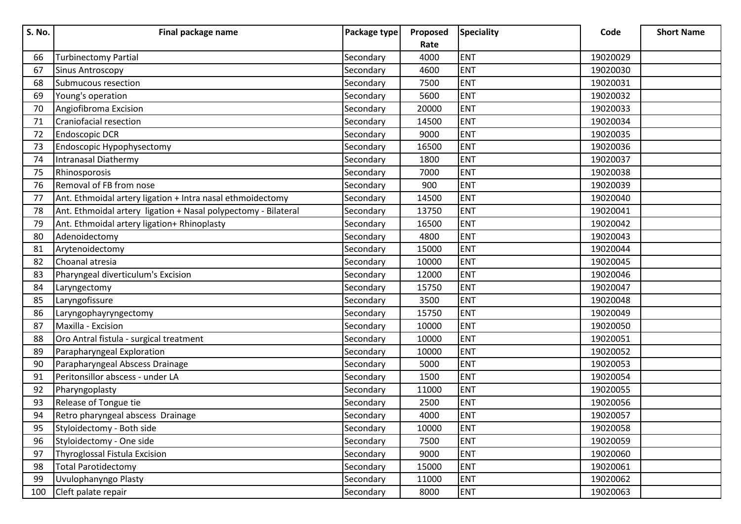| S. No. | Final package name | Package type | Proposed Rate | Speciality | Code | Short Name |
|---|---|---|---|---|---|---|
| 66 | Turbinectomy Partial | Secondary | 4000 | ENT | 19020029 | |
| 67 | Sinus Antroscopy | Secondary | 4600 | ENT | 19020030 | |
| 68 | Submucous resection | Secondary | 7500 | ENT | 19020031 | |
| 69 | Young's operation | Secondary | 5600 | ENT | 19020032 | |
| 70 | Angiofibroma Excision | Secondary | 20000 | ENT | 19020033 | |
| 71 | Craniofacial resection | Secondary | 14500 | ENT | 19020034 | |
| 72 | Endoscopic DCR | Secondary | 9000 | ENT | 19020035 | |
| 73 | Endoscopic Hypophysectomy | Secondary | 16500 | ENT | 19020036 | |
| 74 | Intranasal Diathermy | Secondary | 1800 | ENT | 19020037 | |
| 75 | Rhinosporosis | Secondary | 7000 | ENT | 19020038 | |
| 76 | Removal of FB from nose | Secondary | 900 | ENT | 19020039 | |
| 77 | Ant. Ethmoidal artery ligation + Intra nasal ethmoidectomy | Secondary | 14500 | ENT | 19020040 | |
| 78 | Ant. Ethmoidal artery ligation + Nasal polypectomy - Bilateral | Secondary | 13750 | ENT | 19020041 | |
| 79 | Ant. Ethmoidal artery ligation+ Rhinoplasty | Secondary | 16500 | ENT | 19020042 | |
| 80 | Adenoidectomy | Secondary | 4800 | ENT | 19020043 | |
| 81 | Arytenoidectomy | Secondary | 15000 | ENT | 19020044 | |
| 82 | Choanal atresia | Secondary | 10000 | ENT | 19020045 | |
| 83 | Pharyngeal diverticulum's Excision | Secondary | 12000 | ENT | 19020046 | |
| 84 | Laryngectomy | Secondary | 15750 | ENT | 19020047 | |
| 85 | Laryngofissure | Secondary | 3500 | ENT | 19020048 | |
| 86 | Laryngophayryngectomy | Secondary | 15750 | ENT | 19020049 | |
| 87 | Maxilla - Excision | Secondary | 10000 | ENT | 19020050 | |
| 88 | Oro Antral fistula - surgical treatment | Secondary | 10000 | ENT | 19020051 | |
| 89 | Parapharyngeal Exploration | Secondary | 10000 | ENT | 19020052 | |
| 90 | Parapharyngeal Abscess Drainage | Secondary | 5000 | ENT | 19020053 | |
| 91 | Peritonsillor abscess - under LA | Secondary | 1500 | ENT | 19020054 | |
| 92 | Pharyngoplasty | Secondary | 11000 | ENT | 19020055 | |
| 93 | Release of Tongue tie | Secondary | 2500 | ENT | 19020056 | |
| 94 | Retro pharyngeal abscess Drainage | Secondary | 4000 | ENT | 19020057 | |
| 95 | Styloidectomy - Both side | Secondary | 10000 | ENT | 19020058 | |
| 96 | Styloidectomy - One side | Secondary | 7500 | ENT | 19020059 | |
| 97 | Thyroglossal Fistula Excision | Secondary | 9000 | ENT | 19020060 | |
| 98 | Total Parotidectomy | Secondary | 15000 | ENT | 19020061 | |
| 99 | Uvulophanyngo Plasty | Secondary | 11000 | ENT | 19020062 | |
| 100 | Cleft palate repair | Secondary | 8000 | ENT | 19020063 | |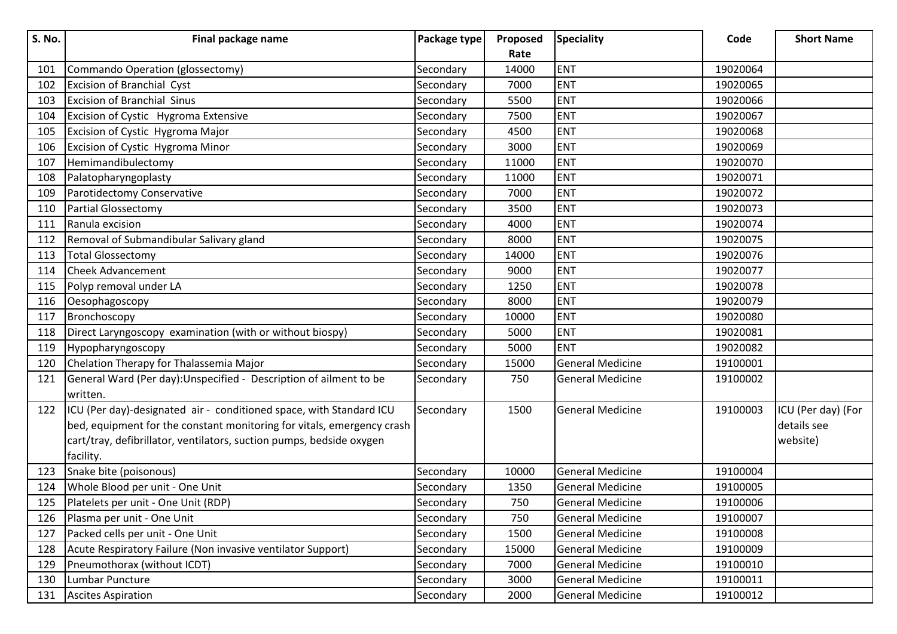| S. No. | Final package name | Package type | Proposed Rate | Speciality | Code | Short Name |
|---|---|---|---|---|---|---|
| 101 | Commando Operation (glossectomy) | Secondary | 14000 | ENT | 19020064 | |
| 102 | Excision of Branchial Cyst | Secondary | 7000 | ENT | 19020065 | |
| 103 | Excision of Branchial Sinus | Secondary | 5500 | ENT | 19020066 | |
| 104 | Excision of Cystic Hygroma Extensive | Secondary | 7500 | ENT | 19020067 | |
| 105 | Excision of Cystic Hygroma Major | Secondary | 4500 | ENT | 19020068 | |
| 106 | Excision of Cystic Hygroma Minor | Secondary | 3000 | ENT | 19020069 | |
| 107 | Hemimandibulectomy | Secondary | 11000 | ENT | 19020070 | |
| 108 | Palatopharyngoplasty | Secondary | 11000 | ENT | 19020071 | |
| 109 | Parotidectomy Conservative | Secondary | 7000 | ENT | 19020072 | |
| 110 | Partial Glossectomy | Secondary | 3500 | ENT | 19020073 | |
| 111 | Ranula excision | Secondary | 4000 | ENT | 19020074 | |
| 112 | Removal of Submandibular Salivary gland | Secondary | 8000 | ENT | 19020075 | |
| 113 | Total Glossectomy | Secondary | 14000 | ENT | 19020076 | |
| 114 | Cheek Advancement | Secondary | 9000 | ENT | 19020077 | |
| 115 | Polyp removal under LA | Secondary | 1250 | ENT | 19020078 | |
| 116 | Oesophagoscopy | Secondary | 8000 | ENT | 19020079 | |
| 117 | Bronchoscopy | Secondary | 10000 | ENT | 19020080 | |
| 118 | Direct Laryngoscopy examination (with or without biospy) | Secondary | 5000 | ENT | 19020081 | |
| 119 | Hypopharyngoscopy | Secondary | 5000 | ENT | 19020082 | |
| 120 | Chelation Therapy for Thalassemia Major | Secondary | 15000 | General Medicine | 19100001 | |
| 121 | General Ward (Per day):Unspecified - Description of ailment to be written. | Secondary | 750 | General Medicine | 19100002 | |
| 122 | ICU (Per day)-designated air - conditioned space, with Standard ICU bed, equipment for the constant monitoring for vitals, emergency crash cart/tray, defibrillator, ventilators, suction pumps, bedside oxygen facility. | Secondary | 1500 | General Medicine | 19100003 | ICU (Per day) (For details see website) |
| 123 | Snake bite (poisonous) | Secondary | 10000 | General Medicine | 19100004 | |
| 124 | Whole Blood per unit - One Unit | Secondary | 1350 | General Medicine | 19100005 | |
| 125 | Platelets per unit - One Unit (RDP) | Secondary | 750 | General Medicine | 19100006 | |
| 126 | Plasma per unit - One Unit | Secondary | 750 | General Medicine | 19100007 | |
| 127 | Packed cells per unit - One Unit | Secondary | 1500 | General Medicine | 19100008 | |
| 128 | Acute Respiratory Failure (Non invasive ventilator Support) | Secondary | 15000 | General Medicine | 19100009 | |
| 129 | Pneumothorax (without ICDT) | Secondary | 7000 | General Medicine | 19100010 | |
| 130 | Lumbar Puncture | Secondary | 3000 | General Medicine | 19100011 | |
| 131 | Ascites Aspiration | Secondary | 2000 | General Medicine | 19100012 | |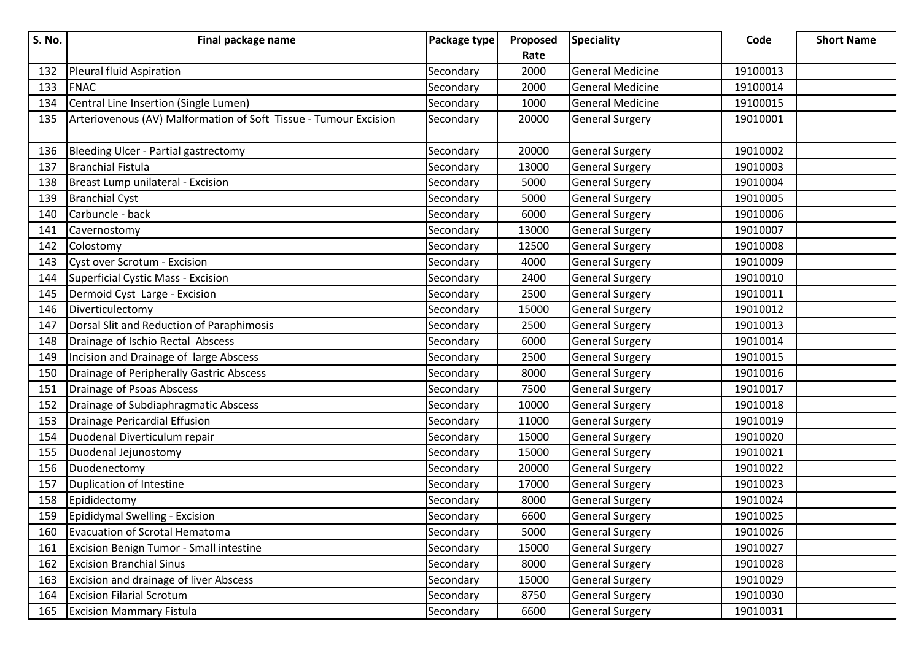| S. No. | Final package name | Package type | Proposed Rate | Speciality | Code | Short Name |
|---|---|---|---|---|---|---|
| 132 | Pleural fluid Aspiration | Secondary | 2000 | General Medicine | 19100013 | |
| 133 | FNAC | Secondary | 2000 | General Medicine | 19100014 | |
| 134 | Central Line Insertion (Single Lumen) | Secondary | 1000 | General Medicine | 19100015 | |
| 135 | Arteriovenous (AV) Malformation of Soft Tissue - Tumour Excision | Secondary | 20000 | General Surgery | 19010001 | |
| 136 | Bleeding Ulcer - Partial gastrectomy | Secondary | 20000 | General Surgery | 19010002 | |
| 137 | Branchial Fistula | Secondary | 13000 | General Surgery | 19010003 | |
| 138 | Breast Lump unilateral - Excision | Secondary | 5000 | General Surgery | 19010004 | |
| 139 | Branchial Cyst | Secondary | 5000 | General Surgery | 19010005 | |
| 140 | Carbuncle - back | Secondary | 6000 | General Surgery | 19010006 | |
| 141 | Cavernostomy | Secondary | 13000 | General Surgery | 19010007 | |
| 142 | Colostomy | Secondary | 12500 | General Surgery | 19010008 | |
| 143 | Cyst over Scrotum - Excision | Secondary | 4000 | General Surgery | 19010009 | |
| 144 | Superficial Cystic Mass - Excision | Secondary | 2400 | General Surgery | 19010010 | |
| 145 | Dermoid Cyst Large - Excision | Secondary | 2500 | General Surgery | 19010011 | |
| 146 | Diverticulectomy | Secondary | 15000 | General Surgery | 19010012 | |
| 147 | Dorsal Slit and Reduction of Paraphimosis | Secondary | 2500 | General Surgery | 19010013 | |
| 148 | Drainage of Ischio Rectal Abscess | Secondary | 6000 | General Surgery | 19010014 | |
| 149 | Incision and Drainage of large Abscess | Secondary | 2500 | General Surgery | 19010015 | |
| 150 | Drainage of Peripherally Gastric Abscess | Secondary | 8000 | General Surgery | 19010016 | |
| 151 | Drainage of Psoas Abscess | Secondary | 7500 | General Surgery | 19010017 | |
| 152 | Drainage of Subdiaphragmatic Abscess | Secondary | 10000 | General Surgery | 19010018 | |
| 153 | Drainage Pericardial Effusion | Secondary | 11000 | General Surgery | 19010019 | |
| 154 | Duodenal Diverticulum repair | Secondary | 15000 | General Surgery | 19010020 | |
| 155 | Duodenal Jejunostomy | Secondary | 15000 | General Surgery | 19010021 | |
| 156 | Duodenectomy | Secondary | 20000 | General Surgery | 19010022 | |
| 157 | Duplication of Intestine | Secondary | 17000 | General Surgery | 19010023 | |
| 158 | Epididectomy | Secondary | 8000 | General Surgery | 19010024 | |
| 159 | Epididymal Swelling - Excision | Secondary | 6600 | General Surgery | 19010025 | |
| 160 | Evacuation of Scrotal Hematoma | Secondary | 5000 | General Surgery | 19010026 | |
| 161 | Excision Benign Tumor - Small intestine | Secondary | 15000 | General Surgery | 19010027 | |
| 162 | Excision Branchial Sinus | Secondary | 8000 | General Surgery | 19010028 | |
| 163 | Excision and drainage of liver Abscess | Secondary | 15000 | General Surgery | 19010029 | |
| 164 | Excision Filarial Scrotum | Secondary | 8750 | General Surgery | 19010030 | |
| 165 | Excision Mammary Fistula | Secondary | 6600 | General Surgery | 19010031 | |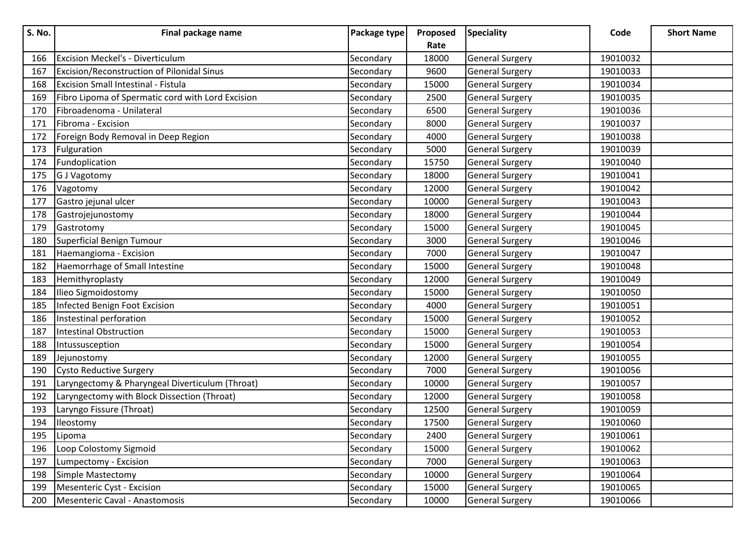| S. No. | Final package name | Package type | Proposed Rate | Speciality | Code | Short Name |
|---|---|---|---|---|---|---|
| 166 | Excision Meckel's - Diverticulum | Secondary | 18000 | General Surgery | 19010032 | |
| 167 | Excision/Reconstruction of Pilonidal Sinus | Secondary | 9600 | General Surgery | 19010033 | |
| 168 | Excision Small Intestinal - Fistula | Secondary | 15000 | General Surgery | 19010034 | |
| 169 | Fibro Lipoma of Spermatic cord with Lord Excision | Secondary | 2500 | General Surgery | 19010035 | |
| 170 | Fibroadenoma - Unilateral | Secondary | 6500 | General Surgery | 19010036 | |
| 171 | Fibroma - Excision | Secondary | 8000 | General Surgery | 19010037 | |
| 172 | Foreign Body Removal in Deep Region | Secondary | 4000 | General Surgery | 19010038 | |
| 173 | Fulguration | Secondary | 5000 | General Surgery | 19010039 | |
| 174 | Fundoplication | Secondary | 15750 | General Surgery | 19010040 | |
| 175 | G J Vagotomy | Secondary | 18000 | General Surgery | 19010041 | |
| 176 | Vagotomy | Secondary | 12000 | General Surgery | 19010042 | |
| 177 | Gastro jejunal ulcer | Secondary | 10000 | General Surgery | 19010043 | |
| 178 | Gastrojejunostomy | Secondary | 18000 | General Surgery | 19010044 | |
| 179 | Gastrotomy | Secondary | 15000 | General Surgery | 19010045 | |
| 180 | Superficial Benign Tumour | Secondary | 3000 | General Surgery | 19010046 | |
| 181 | Haemangioma - Excision | Secondary | 7000 | General Surgery | 19010047 | |
| 182 | Haemorrhage of Small Intestine | Secondary | 15000 | General Surgery | 19010048 | |
| 183 | Hemithyroplasty | Secondary | 12000 | General Surgery | 19010049 | |
| 184 | Ilieo Sigmoidostomy | Secondary | 15000 | General Surgery | 19010050 | |
| 185 | Infected Benign Foot Excision | Secondary | 4000 | General Surgery | 19010051 | |
| 186 | Instestinal perforation | Secondary | 15000 | General Surgery | 19010052 | |
| 187 | Intestinal Obstruction | Secondary | 15000 | General Surgery | 19010053 | |
| 188 | Intussusception | Secondary | 15000 | General Surgery | 19010054 | |
| 189 | Jejunostomy | Secondary | 12000 | General Surgery | 19010055 | |
| 190 | Cysto Reductive Surgery | Secondary | 7000 | General Surgery | 19010056 | |
| 191 | Laryngectomy & Pharyngeal Diverticulum (Throat) | Secondary | 10000 | General Surgery | 19010057 | |
| 192 | Laryngectomy with Block Dissection (Throat) | Secondary | 12000 | General Surgery | 19010058 | |
| 193 | Laryngo Fissure (Throat) | Secondary | 12500 | General Surgery | 19010059 | |
| 194 | Ileostomy | Secondary | 17500 | General Surgery | 19010060 | |
| 195 | Lipoma | Secondary | 2400 | General Surgery | 19010061 | |
| 196 | Loop Colostomy Sigmoid | Secondary | 15000 | General Surgery | 19010062 | |
| 197 | Lumpectomy - Excision | Secondary | 7000 | General Surgery | 19010063 | |
| 198 | Simple Mastectomy | Secondary | 10000 | General Surgery | 19010064 | |
| 199 | Mesenteric Cyst - Excision | Secondary | 15000 | General Surgery | 19010065 | |
| 200 | Mesenteric Caval - Anastomosis | Secondary | 10000 | General Surgery | 19010066 | |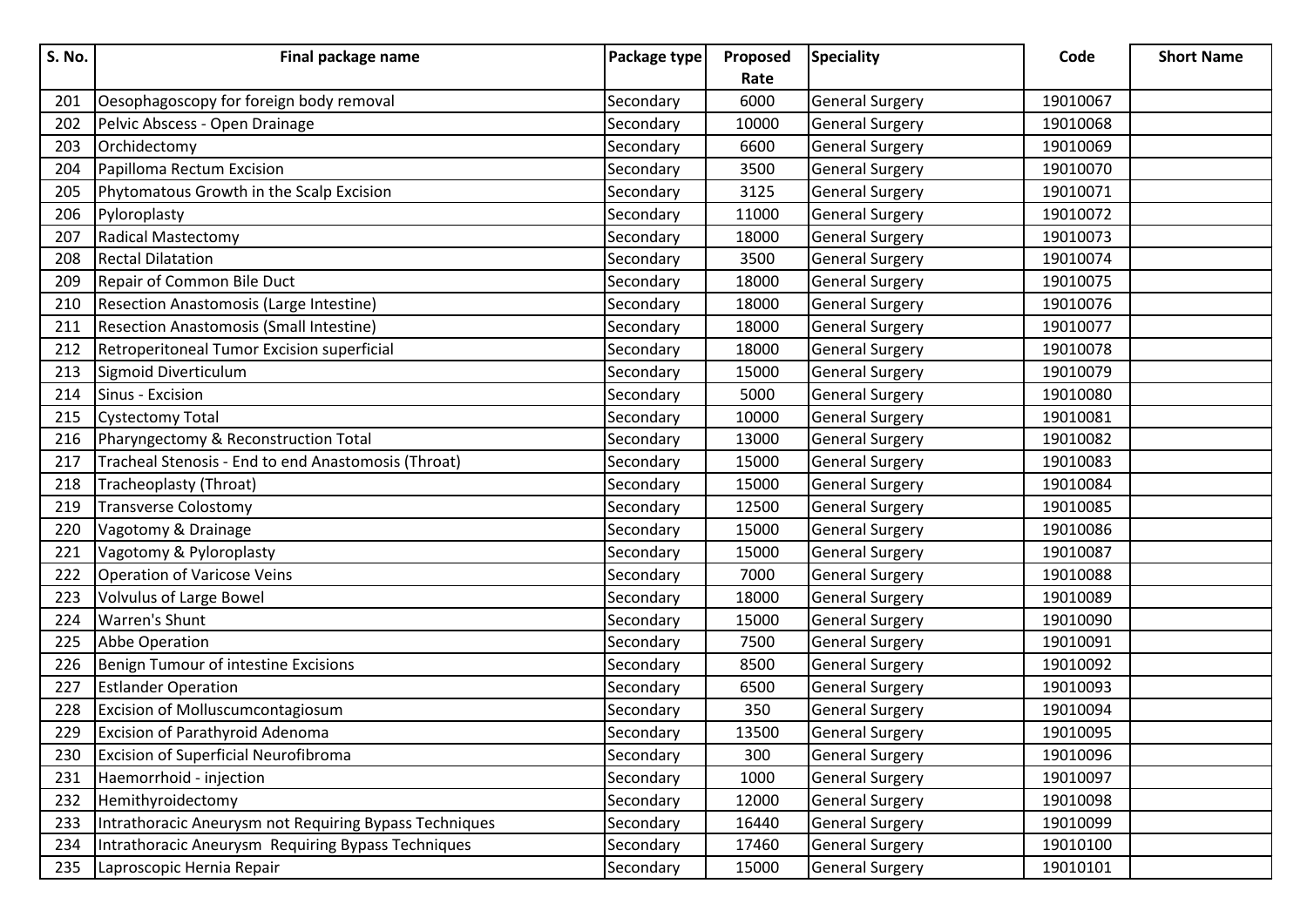| S. No. | Final package name | Package type | Proposed Rate | Speciality | Code | Short Name |
|---|---|---|---|---|---|---|
| 201 | Oesophagoscopy for foreign body removal | Secondary | 6000 | General Surgery | 19010067 | |
| 202 | Pelvic Abscess - Open Drainage | Secondary | 10000 | General Surgery | 19010068 | |
| 203 | Orchidectomy | Secondary | 6600 | General Surgery | 19010069 | |
| 204 | Papilloma Rectum Excision | Secondary | 3500 | General Surgery | 19010070 | |
| 205 | Phytomatous Growth in the Scalp Excision | Secondary | 3125 | General Surgery | 19010071 | |
| 206 | Pyloroplasty | Secondary | 11000 | General Surgery | 19010072 | |
| 207 | Radical Mastectomy | Secondary | 18000 | General Surgery | 19010073 | |
| 208 | Rectal Dilatation | Secondary | 3500 | General Surgery | 19010074 | |
| 209 | Repair of Common Bile Duct | Secondary | 18000 | General Surgery | 19010075 | |
| 210 | Resection Anastomosis (Large Intestine) | Secondary | 18000 | General Surgery | 19010076 | |
| 211 | Resection Anastomosis (Small Intestine) | Secondary | 18000 | General Surgery | 19010077 | |
| 212 | Retroperitoneal Tumor Excision superficial | Secondary | 18000 | General Surgery | 19010078 | |
| 213 | Sigmoid Diverticulum | Secondary | 15000 | General Surgery | 19010079 | |
| 214 | Sinus - Excision | Secondary | 5000 | General Surgery | 19010080 | |
| 215 | Cystectomy Total | Secondary | 10000 | General Surgery | 19010081 | |
| 216 | Pharyngectomy & Reconstruction Total | Secondary | 13000 | General Surgery | 19010082 | |
| 217 | Tracheal Stenosis - End to end Anastomosis (Throat) | Secondary | 15000 | General Surgery | 19010083 | |
| 218 | Tracheoplasty (Throat) | Secondary | 15000 | General Surgery | 19010084 | |
| 219 | Transverse Colostomy | Secondary | 12500 | General Surgery | 19010085 | |
| 220 | Vagotomy & Drainage | Secondary | 15000 | General Surgery | 19010086 | |
| 221 | Vagotomy & Pyloroplasty | Secondary | 15000 | General Surgery | 19010087 | |
| 222 | Operation of Varicose Veins | Secondary | 7000 | General Surgery | 19010088 | |
| 223 | Volvulus of Large Bowel | Secondary | 18000 | General Surgery | 19010089 | |
| 224 | Warren's Shunt | Secondary | 15000 | General Surgery | 19010090 | |
| 225 | Abbe Operation | Secondary | 7500 | General Surgery | 19010091 | |
| 226 | Benign Tumour of intestine Excisions | Secondary | 8500 | General Surgery | 19010092 | |
| 227 | Estlander Operation | Secondary | 6500 | General Surgery | 19010093 | |
| 228 | Excision of Molluscumcontagiosum | Secondary | 350 | General Surgery | 19010094 | |
| 229 | Excision of Parathyroid Adenoma | Secondary | 13500 | General Surgery | 19010095 | |
| 230 | Excision of Superficial Neurofibroma | Secondary | 300 | General Surgery | 19010096 | |
| 231 | Haemorrhoid - injection | Secondary | 1000 | General Surgery | 19010097 | |
| 232 | Hemithyroidectomy | Secondary | 12000 | General Surgery | 19010098 | |
| 233 | Intrathoracic Aneurysm not Requiring Bypass Techniques | Secondary | 16440 | General Surgery | 19010099 | |
| 234 | Intrathoracic Aneurysm Requiring Bypass Techniques | Secondary | 17460 | General Surgery | 19010100 | |
| 235 | Laproscopic Hernia Repair | Secondary | 15000 | General Surgery | 19010101 | |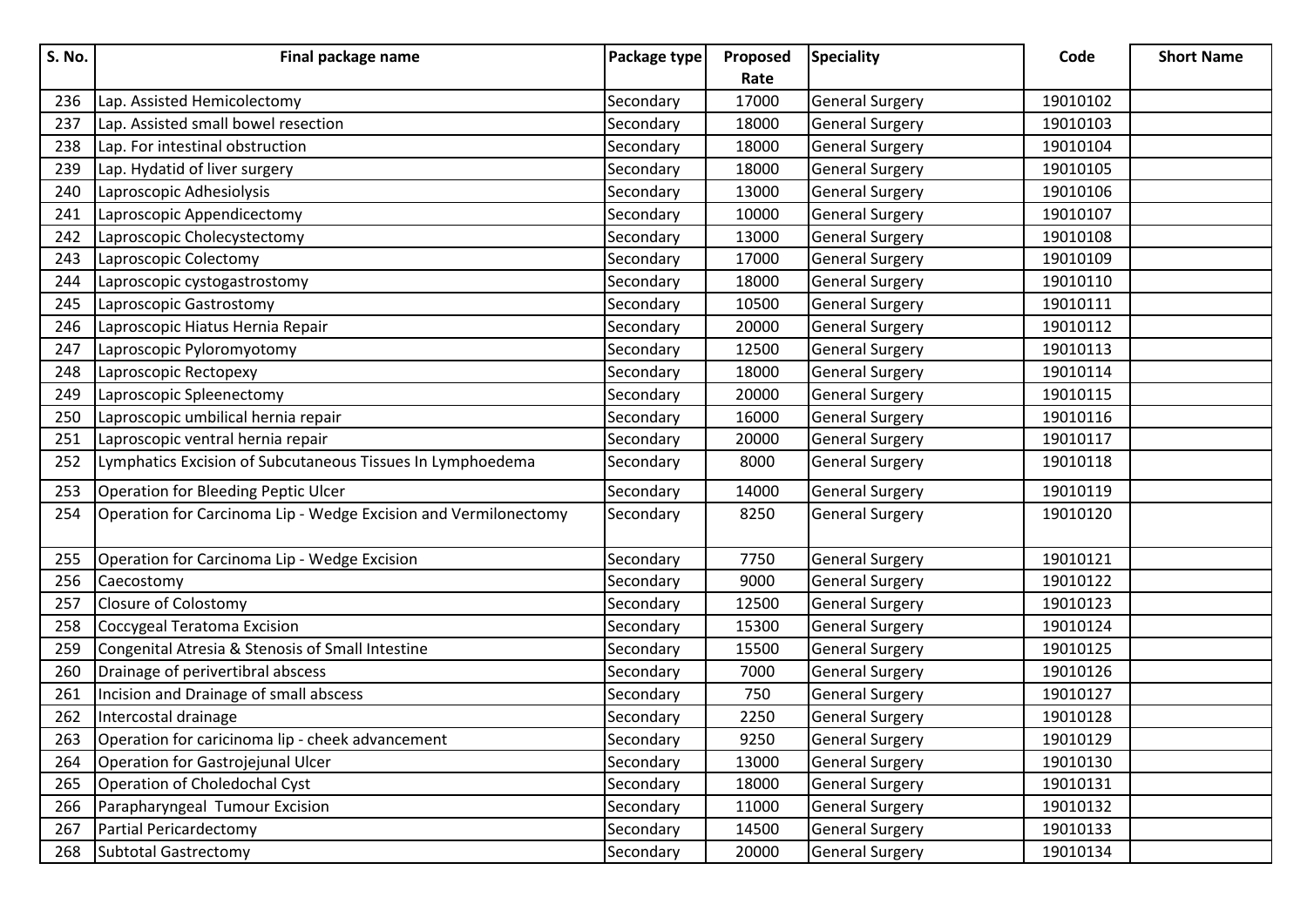| S. No. | Final package name | Package type | Proposed Rate | Speciality | Code | Short Name |
|---|---|---|---|---|---|---|
| 236 | Lap. Assisted Hemicolectomy | Secondary | 17000 | General Surgery | 19010102 | |
| 237 | Lap. Assisted small bowel resection | Secondary | 18000 | General Surgery | 19010103 | |
| 238 | Lap. For intestinal obstruction | Secondary | 18000 | General Surgery | 19010104 | |
| 239 | Lap. Hydatid of liver surgery | Secondary | 18000 | General Surgery | 19010105 | |
| 240 | Laproscopic Adhesiolysis | Secondary | 13000 | General Surgery | 19010106 | |
| 241 | Laproscopic Appendicectomy | Secondary | 10000 | General Surgery | 19010107 | |
| 242 | Laproscopic Cholecystectomy | Secondary | 13000 | General Surgery | 19010108 | |
| 243 | Laproscopic Colectomy | Secondary | 17000 | General Surgery | 19010109 | |
| 244 | Laproscopic cystogastrostomy | Secondary | 18000 | General Surgery | 19010110 | |
| 245 | Laproscopic Gastrostomy | Secondary | 10500 | General Surgery | 19010111 | |
| 246 | Laproscopic Hiatus Hernia Repair | Secondary | 20000 | General Surgery | 19010112 | |
| 247 | Laproscopic Pyloromyotomy | Secondary | 12500 | General Surgery | 19010113 | |
| 248 | Laproscopic Rectopexy | Secondary | 18000 | General Surgery | 19010114 | |
| 249 | Laproscopic Spleenectomy | Secondary | 20000 | General Surgery | 19010115 | |
| 250 | Laproscopic umbilical hernia repair | Secondary | 16000 | General Surgery | 19010116 | |
| 251 | Laproscopic ventral hernia repair | Secondary | 20000 | General Surgery | 19010117 | |
| 252 | Lymphatics Excision of Subcutaneous Tissues In Lymphoedema | Secondary | 8000 | General Surgery | 19010118 | |
| 253 | Operation for Bleeding Peptic Ulcer | Secondary | 14000 | General Surgery | 19010119 | |
| 254 | Operation for Carcinoma Lip - Wedge Excision and Vermilonectomy | Secondary | 8250 | General Surgery | 19010120 | |
| 255 | Operation for Carcinoma Lip - Wedge Excision | Secondary | 7750 | General Surgery | 19010121 | |
| 256 | Caecostomy | Secondary | 9000 | General Surgery | 19010122 | |
| 257 | Closure of Colostomy | Secondary | 12500 | General Surgery | 19010123 | |
| 258 | Coccygeal Teratoma Excision | Secondary | 15300 | General Surgery | 19010124 | |
| 259 | Congenital Atresia & Stenosis of Small Intestine | Secondary | 15500 | General Surgery | 19010125 | |
| 260 | Drainage of perivertibral abscess | Secondary | 7000 | General Surgery | 19010126 | |
| 261 | Incision and Drainage of small abscess | Secondary | 750 | General Surgery | 19010127 | |
| 262 | Intercostal drainage | Secondary | 2250 | General Surgery | 19010128 | |
| 263 | Operation for caricinoma lip - cheek advancement | Secondary | 9250 | General Surgery | 19010129 | |
| 264 | Operation for Gastrojejunal Ulcer | Secondary | 13000 | General Surgery | 19010130 | |
| 265 | Operation of Choledochal Cyst | Secondary | 18000 | General Surgery | 19010131 | |
| 266 | Parapharyngeal Tumour Excision | Secondary | 11000 | General Surgery | 19010132 | |
| 267 | Partial Pericardectomy | Secondary | 14500 | General Surgery | 19010133 | |
| 268 | Subtotal Gastrectomy | Secondary | 20000 | General Surgery | 19010134 | |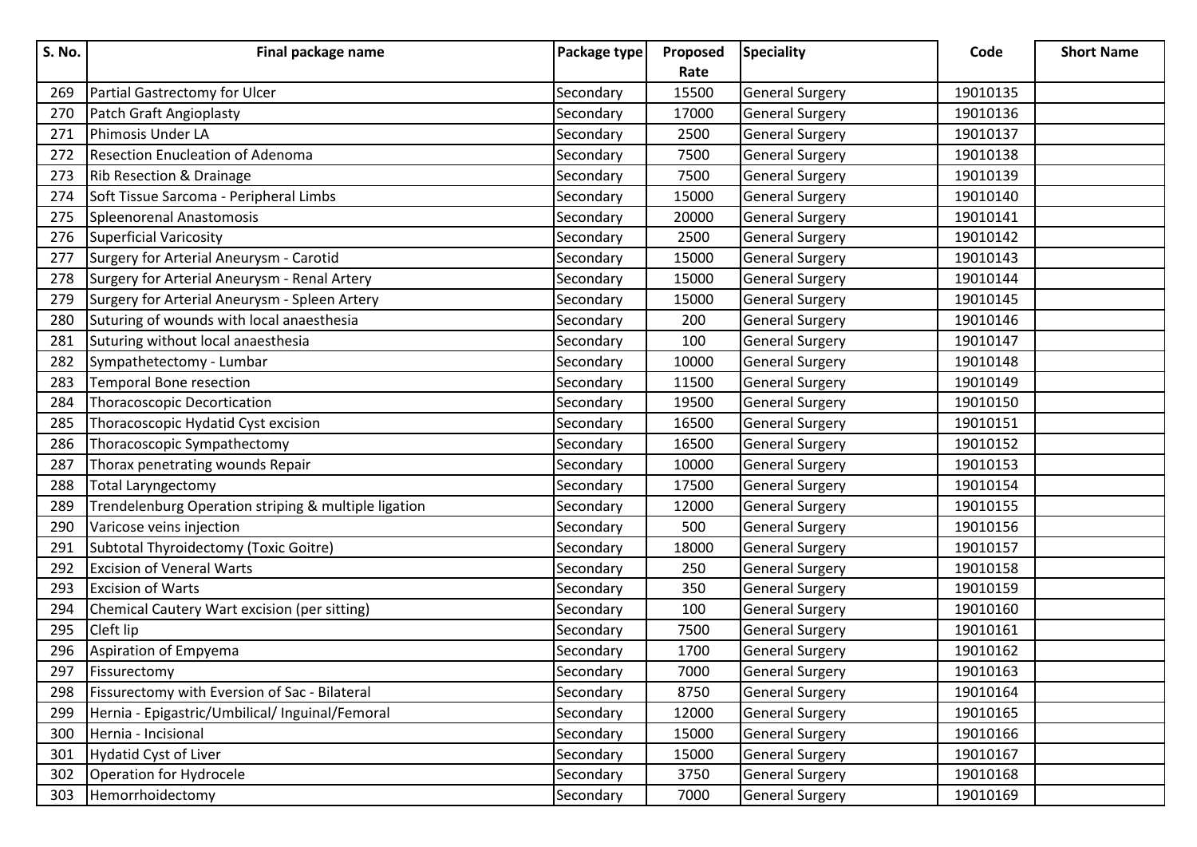| S. No. | Final package name | Package type | Proposed Rate | Speciality | Code | Short Name |
|---|---|---|---|---|---|---|
| 269 | Partial Gastrectomy for Ulcer | Secondary | 15500 | General Surgery | 19010135 | |
| 270 | Patch Graft Angioplasty | Secondary | 17000 | General Surgery | 19010136 | |
| 271 | Phimosis Under LA | Secondary | 2500 | General Surgery | 19010137 | |
| 272 | Resection Enucleation of Adenoma | Secondary | 7500 | General Surgery | 19010138 | |
| 273 | Rib Resection & Drainage | Secondary | 7500 | General Surgery | 19010139 | |
| 274 | Soft Tissue Sarcoma - Peripheral Limbs | Secondary | 15000 | General Surgery | 19010140 | |
| 275 | Spleenorenal Anastomosis | Secondary | 20000 | General Surgery | 19010141 | |
| 276 | Superficial Varicosity | Secondary | 2500 | General Surgery | 19010142 | |
| 277 | Surgery for Arterial Aneurysm - Carotid | Secondary | 15000 | General Surgery | 19010143 | |
| 278 | Surgery for Arterial Aneurysm - Renal Artery | Secondary | 15000 | General Surgery | 19010144 | |
| 279 | Surgery for Arterial Aneurysm - Spleen Artery | Secondary | 15000 | General Surgery | 19010145 | |
| 280 | Suturing of wounds with local anaesthesia | Secondary | 200 | General Surgery | 19010146 | |
| 281 | Suturing without local anaesthesia | Secondary | 100 | General Surgery | 19010147 | |
| 282 | Sympathetectomy - Lumbar | Secondary | 10000 | General Surgery | 19010148 | |
| 283 | Temporal Bone resection | Secondary | 11500 | General Surgery | 19010149 | |
| 284 | Thoracoscopic Decortication | Secondary | 19500 | General Surgery | 19010150 | |
| 285 | Thoracoscopic Hydatid Cyst excision | Secondary | 16500 | General Surgery | 19010151 | |
| 286 | Thoracoscopic Sympathectomy | Secondary | 16500 | General Surgery | 19010152 | |
| 287 | Thorax penetrating wounds Repair | Secondary | 10000 | General Surgery | 19010153 | |
| 288 | Total Laryngectomy | Secondary | 17500 | General Surgery | 19010154 | |
| 289 | Trendelenburg Operation striping & multiple ligation | Secondary | 12000 | General Surgery | 19010155 | |
| 290 | Varicose veins injection | Secondary | 500 | General Surgery | 19010156 | |
| 291 | Subtotal Thyroidectomy (Toxic Goitre) | Secondary | 18000 | General Surgery | 19010157 | |
| 292 | Excision of Veneral Warts | Secondary | 250 | General Surgery | 19010158 | |
| 293 | Excision of Warts | Secondary | 350 | General Surgery | 19010159 | |
| 294 | Chemical Cautery Wart excision (per sitting) | Secondary | 100 | General Surgery | 19010160 | |
| 295 | Cleft lip | Secondary | 7500 | General Surgery | 19010161 | |
| 296 | Aspiration of Empyema | Secondary | 1700 | General Surgery | 19010162 | |
| 297 | Fissurectomy | Secondary | 7000 | General Surgery | 19010163 | |
| 298 | Fissurectomy with Eversion of Sac - Bilateral | Secondary | 8750 | General Surgery | 19010164 | |
| 299 | Hernia - Epigastric/Umbilical/ Inguinal/Femoral | Secondary | 12000 | General Surgery | 19010165 | |
| 300 | Hernia - Incisional | Secondary | 15000 | General Surgery | 19010166 | |
| 301 | Hydatid Cyst of Liver | Secondary | 15000 | General Surgery | 19010167 | |
| 302 | Operation for Hydrocele | Secondary | 3750 | General Surgery | 19010168 | |
| 303 | Hemorrhoidectomy | Secondary | 7000 | General Surgery | 19010169 | |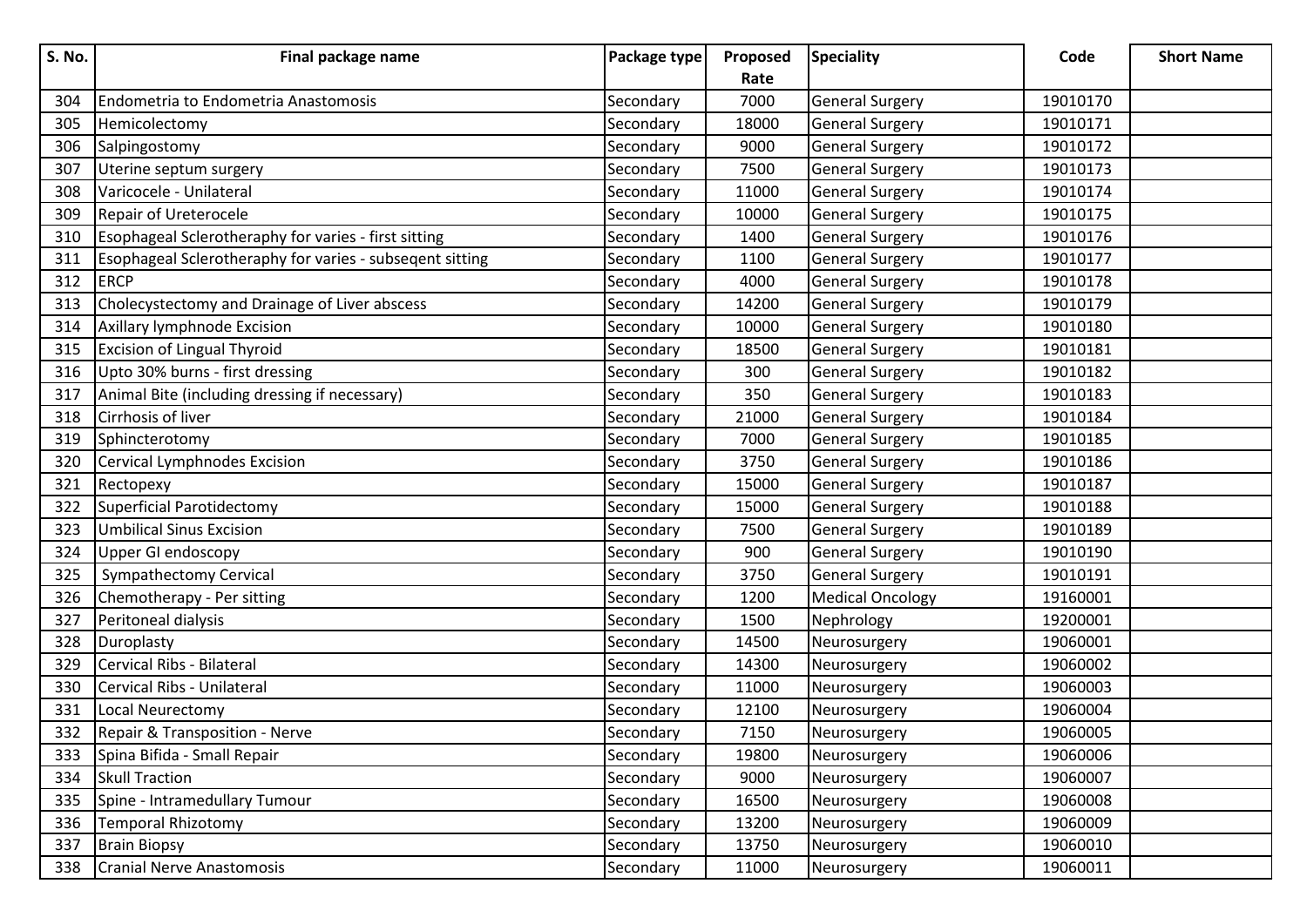| S. No. | Final package name | Package type | Proposed Rate | Speciality | Code | Short Name |
|---|---|---|---|---|---|---|
| 304 | Endometria to Endometria Anastomosis | Secondary | 7000 | General Surgery | 19010170 | |
| 305 | Hemicolectomy | Secondary | 18000 | General Surgery | 19010171 | |
| 306 | Salpingostomy | Secondary | 9000 | General Surgery | 19010172 | |
| 307 | Uterine septum surgery | Secondary | 7500 | General Surgery | 19010173 | |
| 308 | Varicocele - Unilateral | Secondary | 11000 | General Surgery | 19010174 | |
| 309 | Repair of Ureterocele | Secondary | 10000 | General Surgery | 19010175 | |
| 310 | Esophageal Sclerotheraphy for varies - first sitting | Secondary | 1400 | General Surgery | 19010176 | |
| 311 | Esophageal Sclerotheraphy for varies - subseqent sitting | Secondary | 1100 | General Surgery | 19010177 | |
| 312 | ERCP | Secondary | 4000 | General Surgery | 19010178 | |
| 313 | Cholecystectomy and Drainage of Liver abscess | Secondary | 14200 | General Surgery | 19010179 | |
| 314 | Axillary lymphnode Excision | Secondary | 10000 | General Surgery | 19010180 | |
| 315 | Excision of Lingual Thyroid | Secondary | 18500 | General Surgery | 19010181 | |
| 316 | Upto 30% burns - first dressing | Secondary | 300 | General Surgery | 19010182 | |
| 317 | Animal Bite (including dressing if necessary) | Secondary | 350 | General Surgery | 19010183 | |
| 318 | Cirrhosis of liver | Secondary | 21000 | General Surgery | 19010184 | |
| 319 | Sphincterotomy | Secondary | 7000 | General Surgery | 19010185 | |
| 320 | Cervical Lymphnodes Excision | Secondary | 3750 | General Surgery | 19010186 | |
| 321 | Rectopexy | Secondary | 15000 | General Surgery | 19010187 | |
| 322 | Superficial Parotidectomy | Secondary | 15000 | General Surgery | 19010188 | |
| 323 | Umbilical Sinus Excision | Secondary | 7500 | General Surgery | 19010189 | |
| 324 | Upper GI endoscopy | Secondary | 900 | General Surgery | 19010190 | |
| 325 | Sympathectomy Cervical | Secondary | 3750 | General Surgery | 19010191 | |
| 326 | Chemotherapy - Per sitting | Secondary | 1200 | Medical Oncology | 19160001 | |
| 327 | Peritoneal dialysis | Secondary | 1500 | Nephrology | 19200001 | |
| 328 | Duroplasty | Secondary | 14500 | Neurosurgery | 19060001 | |
| 329 | Cervical Ribs - Bilateral | Secondary | 14300 | Neurosurgery | 19060002 | |
| 330 | Cervical Ribs - Unilateral | Secondary | 11000 | Neurosurgery | 19060003 | |
| 331 | Local Neurectomy | Secondary | 12100 | Neurosurgery | 19060004 | |
| 332 | Repair & Transposition - Nerve | Secondary | 7150 | Neurosurgery | 19060005 | |
| 333 | Spina Bifida - Small Repair | Secondary | 19800 | Neurosurgery | 19060006 | |
| 334 | Skull Traction | Secondary | 9000 | Neurosurgery | 19060007 | |
| 335 | Spine - Intramedullary Tumour | Secondary | 16500 | Neurosurgery | 19060008 | |
| 336 | Temporal Rhizotomy | Secondary | 13200 | Neurosurgery | 19060009 | |
| 337 | Brain Biopsy | Secondary | 13750 | Neurosurgery | 19060010 | |
| 338 | Cranial Nerve Anastomosis | Secondary | 11000 | Neurosurgery | 19060011 | |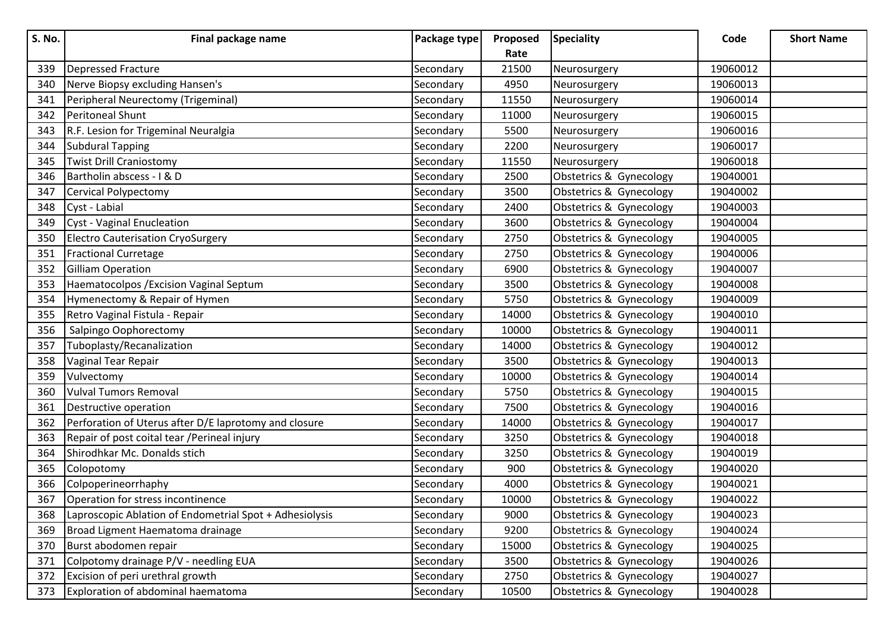| S. No. | Final package name | Package type | Proposed Rate | Speciality | Code | Short Name |
|---|---|---|---|---|---|---|
| 339 | Depressed Fracture | Secondary | 21500 | Neurosurgery | 19060012 | |
| 340 | Nerve Biopsy excluding Hansen's | Secondary | 4950 | Neurosurgery | 19060013 | |
| 341 | Peripheral Neurectomy (Trigeminal) | Secondary | 11550 | Neurosurgery | 19060014 | |
| 342 | Peritoneal Shunt | Secondary | 11000 | Neurosurgery | 19060015 | |
| 343 | R.F. Lesion for Trigeminal Neuralgia | Secondary | 5500 | Neurosurgery | 19060016 | |
| 344 | Subdural Tapping | Secondary | 2200 | Neurosurgery | 19060017 | |
| 345 | Twist Drill Craniostomy | Secondary | 11550 | Neurosurgery | 19060018 | |
| 346 | Bartholin abscess - I & D | Secondary | 2500 | Obstetrics & Gynecology | 19040001 | |
| 347 | Cervical Polypectomy | Secondary | 3500 | Obstetrics & Gynecology | 19040002 | |
| 348 | Cyst - Labial | Secondary | 2400 | Obstetrics & Gynecology | 19040003 | |
| 349 | Cyst - Vaginal Enucleation | Secondary | 3600 | Obstetrics & Gynecology | 19040004 | |
| 350 | Electro Cauterisation CryoSurgery | Secondary | 2750 | Obstetrics & Gynecology | 19040005 | |
| 351 | Fractional Curretage | Secondary | 2750 | Obstetrics & Gynecology | 19040006 | |
| 352 | Gilliam Operation | Secondary | 6900 | Obstetrics & Gynecology | 19040007 | |
| 353 | Haematocolpos /Excision Vaginal Septum | Secondary | 3500 | Obstetrics & Gynecology | 19040008 | |
| 354 | Hymenectomy & Repair of Hymen | Secondary | 5750 | Obstetrics & Gynecology | 19040009 | |
| 355 | Retro Vaginal Fistula - Repair | Secondary | 14000 | Obstetrics & Gynecology | 19040010 | |
| 356 | Salpingo Oophorectomy | Secondary | 10000 | Obstetrics & Gynecology | 19040011 | |
| 357 | Tuboplasty/Recanalization | Secondary | 14000 | Obstetrics & Gynecology | 19040012 | |
| 358 | Vaginal Tear Repair | Secondary | 3500 | Obstetrics & Gynecology | 19040013 | |
| 359 | Vulvectomy | Secondary | 10000 | Obstetrics & Gynecology | 19040014 | |
| 360 | Vulval Tumors Removal | Secondary | 5750 | Obstetrics & Gynecology | 19040015 | |
| 361 | Destructive operation | Secondary | 7500 | Obstetrics & Gynecology | 19040016 | |
| 362 | Perforation of Uterus after D/E laprotomy and closure | Secondary | 14000 | Obstetrics & Gynecology | 19040017 | |
| 363 | Repair of post coital tear /Perineal injury | Secondary | 3250 | Obstetrics & Gynecology | 19040018 | |
| 364 | Shirodhkar Mc. Donalds stich | Secondary | 3250 | Obstetrics & Gynecology | 19040019 | |
| 365 | Colopotomy | Secondary | 900 | Obstetrics & Gynecology | 19040020 | |
| 366 | Colpoperineorrhaphy | Secondary | 4000 | Obstetrics & Gynecology | 19040021 | |
| 367 | Operation for stress incontinence | Secondary | 10000 | Obstetrics & Gynecology | 19040022 | |
| 368 | Laproscopic Ablation of Endometrial Spot + Adhesiolysis | Secondary | 9000 | Obstetrics & Gynecology | 19040023 | |
| 369 | Broad Ligment Haematoma drainage | Secondary | 9200 | Obstetrics & Gynecology | 19040024 | |
| 370 | Burst abodomen repair | Secondary | 15000 | Obstetrics & Gynecology | 19040025 | |
| 371 | Colpotomy drainage P/V - needling EUA | Secondary | 3500 | Obstetrics & Gynecology | 19040026 | |
| 372 | Excision of peri urethral growth | Secondary | 2750 | Obstetrics & Gynecology | 19040027 | |
| 373 | Exploration of abdominal haematoma | Secondary | 10500 | Obstetrics & Gynecology | 19040028 | |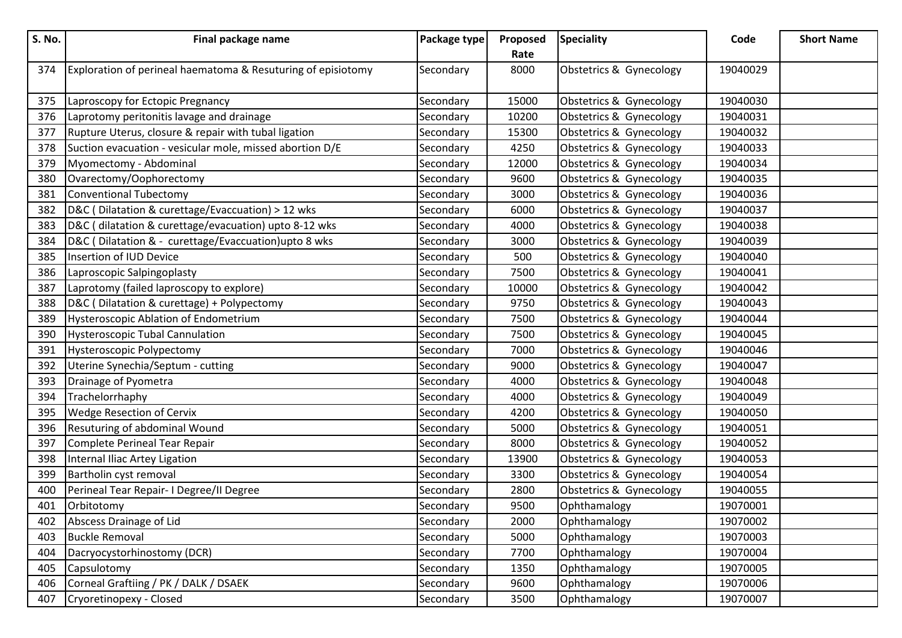| S. No. | Final package name | Package type | Proposed Rate | Speciality | Code | Short Name |
|---|---|---|---|---|---|---|
| 374 | Exploration of perineal haematoma & Resuturing of episiotomy | Secondary | 8000 | Obstetrics & Gynecology | 19040029 | |
| 375 | Laproscopy for Ectopic Pregnancy | Secondary | 15000 | Obstetrics & Gynecology | 19040030 | |
| 376 | Laprotomy peritonitis lavage and drainage | Secondary | 10200 | Obstetrics & Gynecology | 19040031 | |
| 377 | Rupture Uterus, closure & repair with tubal ligation | Secondary | 15300 | Obstetrics & Gynecology | 19040032 | |
| 378 | Suction evacuation - vesicular mole, missed abortion D/E | Secondary | 4250 | Obstetrics & Gynecology | 19040033 | |
| 379 | Myomectomy - Abdominal | Secondary | 12000 | Obstetrics & Gynecology | 19040034 | |
| 380 | Ovarectomy/Oophorectomy | Secondary | 9600 | Obstetrics & Gynecology | 19040035 | |
| 381 | Conventional Tubectomy | Secondary | 3000 | Obstetrics & Gynecology | 19040036 | |
| 382 | D&C ( Dilatation & curettage/Evacuation) > 12 wks | Secondary | 6000 | Obstetrics & Gynecology | 19040037 | |
| 383 | D&C ( dilatation & curettage/evacuation) upto 8-12 wks | Secondary | 4000 | Obstetrics & Gynecology | 19040038 | |
| 384 | D&C ( Dilatation & - curettage/Evaccuation)upto 8 wks | Secondary | 3000 | Obstetrics & Gynecology | 19040039 | |
| 385 | Insertion of IUD Device | Secondary | 500 | Obstetrics & Gynecology | 19040040 | |
| 386 | Laproscopic Salpingoplasty | Secondary | 7500 | Obstetrics & Gynecology | 19040041 | |
| 387 | Laprotomy (failed laproscopy to explore) | Secondary | 10000 | Obstetrics & Gynecology | 19040042 | |
| 388 | D&C ( Dilatation & curettage) + Polypectomy | Secondary | 9750 | Obstetrics & Gynecology | 19040043 | |
| 389 | Hysteroscopic Ablation of Endometrium | Secondary | 7500 | Obstetrics & Gynecology | 19040044 | |
| 390 | Hysteroscopic Tubal Cannulation | Secondary | 7500 | Obstetrics & Gynecology | 19040045 | |
| 391 | Hysteroscopic Polypectomy | Secondary | 7000 | Obstetrics & Gynecology | 19040046 | |
| 392 | Uterine Synechia/Septum - cutting | Secondary | 9000 | Obstetrics & Gynecology | 19040047 | |
| 393 | Drainage of Pyometra | Secondary | 4000 | Obstetrics & Gynecology | 19040048 | |
| 394 | Trachelorrhaphy | Secondary | 4000 | Obstetrics & Gynecology | 19040049 | |
| 395 | Wedge Resection of Cervix | Secondary | 4200 | Obstetrics & Gynecology | 19040050 | |
| 396 | Resuturing of abdominal Wound | Secondary | 5000 | Obstetrics & Gynecology | 19040051 | |
| 397 | Complete Perineal Tear Repair | Secondary | 8000 | Obstetrics & Gynecology | 19040052 | |
| 398 | Internal Iliac Artey Ligation | Secondary | 13900 | Obstetrics & Gynecology | 19040053 | |
| 399 | Bartholin cyst removal | Secondary | 3300 | Obstetrics & Gynecology | 19040054 | |
| 400 | Perineal Tear Repair- I Degree/II Degree | Secondary | 2800 | Obstetrics & Gynecology | 19040055 | |
| 401 | Orbitotomy | Secondary | 9500 | Ophthamalogy | 19070001 | |
| 402 | Abscess Drainage of Lid | Secondary | 2000 | Ophthamalogy | 19070002 | |
| 403 | Buckle Removal | Secondary | 5000 | Ophthamalogy | 19070003 | |
| 404 | Dacryocystorhinostomy (DCR) | Secondary | 7700 | Ophthamalogy | 19070004 | |
| 405 | Capsulotomy | Secondary | 1350 | Ophthamalogy | 19070005 | |
| 406 | Corneal Graftiing / PK / DALK / DSAEK | Secondary | 9600 | Ophthamalogy | 19070006 | |
| 407 | Cryoretinopexy - Closed | Secondary | 3500 | Ophthamalogy | 19070007 | |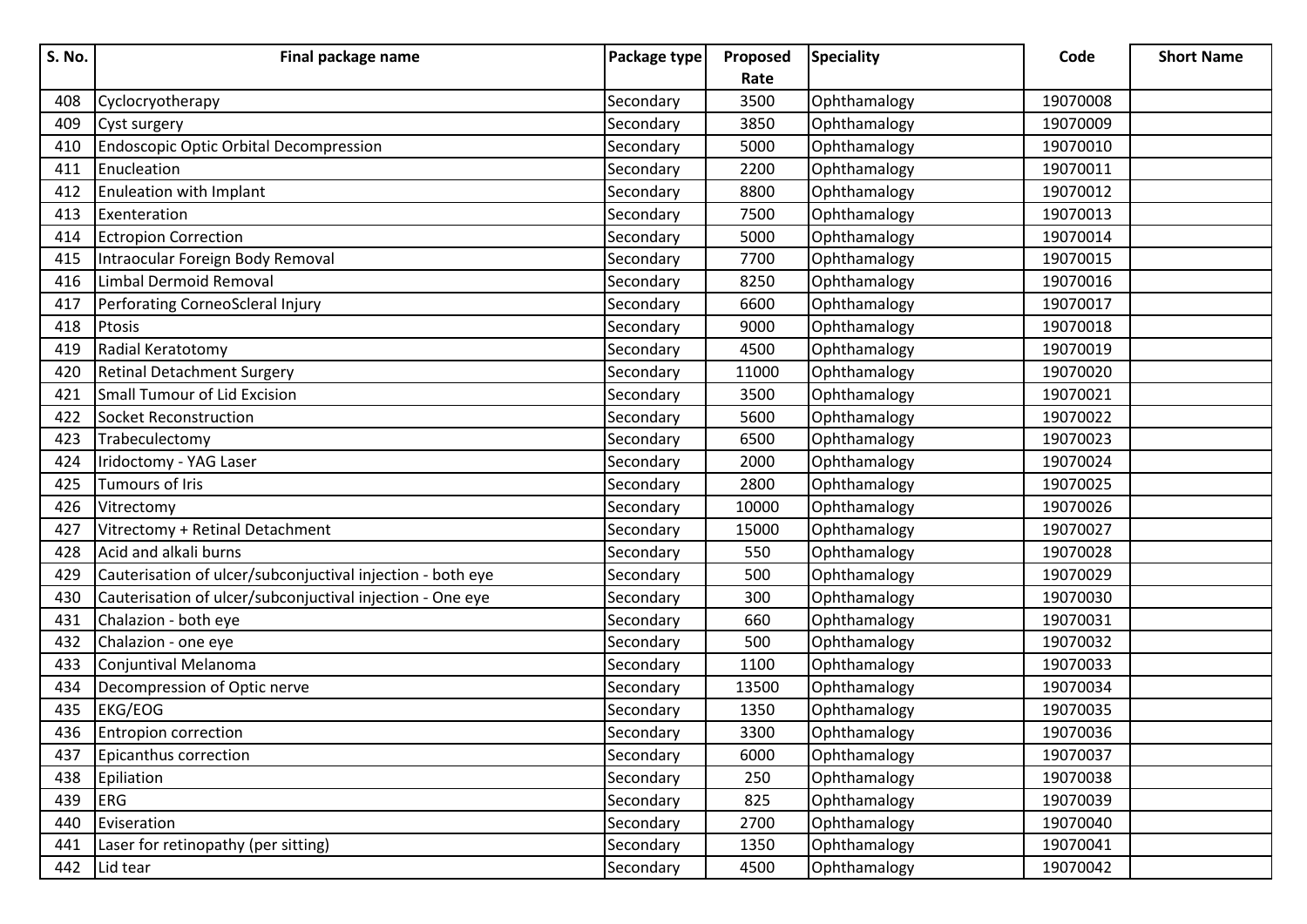| S. No. | Final package name | Package type | Proposed Rate | Speciality | Code | Short Name |
|---|---|---|---|---|---|---|
| 408 | Cyclocryotherapy | Secondary | 3500 | Ophthamalogy | 19070008 | |
| 409 | Cyst surgery | Secondary | 3850 | Ophthamalogy | 19070009 | |
| 410 | Endoscopic Optic Orbital Decompression | Secondary | 5000 | Ophthamalogy | 19070010 | |
| 411 | Enucleation | Secondary | 2200 | Ophthamalogy | 19070011 | |
| 412 | Enuleation with Implant | Secondary | 8800 | Ophthamalogy | 19070012 | |
| 413 | Exenteration | Secondary | 7500 | Ophthamalogy | 19070013 | |
| 414 | Ectropion Correction | Secondary | 5000 | Ophthamalogy | 19070014 | |
| 415 | Intraocular Foreign Body Removal | Secondary | 7700 | Ophthamalogy | 19070015 | |
| 416 | Limbal Dermoid Removal | Secondary | 8250 | Ophthamalogy | 19070016 | |
| 417 | Perforating CorneoScleral Injury | Secondary | 6600 | Ophthamalogy | 19070017 | |
| 418 | Ptosis | Secondary | 9000 | Ophthamalogy | 19070018 | |
| 419 | Radial Keratotomy | Secondary | 4500 | Ophthamalogy | 19070019 | |
| 420 | Retinal Detachment Surgery | Secondary | 11000 | Ophthamalogy | 19070020 | |
| 421 | Small Tumour of Lid Excision | Secondary | 3500 | Ophthamalogy | 19070021 | |
| 422 | Socket Reconstruction | Secondary | 5600 | Ophthamalogy | 19070022 | |
| 423 | Trabeculectomy | Secondary | 6500 | Ophthamalogy | 19070023 | |
| 424 | Iridoctomy - YAG Laser | Secondary | 2000 | Ophthamalogy | 19070024 | |
| 425 | Tumours of Iris | Secondary | 2800 | Ophthamalogy | 19070025 | |
| 426 | Vitrectomy | Secondary | 10000 | Ophthamalogy | 19070026 | |
| 427 | Vitrectomy + Retinal Detachment | Secondary | 15000 | Ophthamalogy | 19070027 | |
| 428 | Acid and alkali burns | Secondary | 550 | Ophthamalogy | 19070028 | |
| 429 | Cauterisation of ulcer/subconjuctival injection - both eye | Secondary | 500 | Ophthamalogy | 19070029 | |
| 430 | Cauterisation of ulcer/subconjuctival injection - One eye | Secondary | 300 | Ophthamalogy | 19070030 | |
| 431 | Chalazion - both eye | Secondary | 660 | Ophthamalogy | 19070031 | |
| 432 | Chalazion - one eye | Secondary | 500 | Ophthamalogy | 19070032 | |
| 433 | Conjuntival Melanoma | Secondary | 1100 | Ophthamalogy | 19070033 | |
| 434 | Decompression of Optic nerve | Secondary | 13500 | Ophthamalogy | 19070034 | |
| 435 | EKG/EOG | Secondary | 1350 | Ophthamalogy | 19070035 | |
| 436 | Entropion correction | Secondary | 3300 | Ophthamalogy | 19070036 | |
| 437 | Epicanthus correction | Secondary | 6000 | Ophthamalogy | 19070037 | |
| 438 | Epiliation | Secondary | 250 | Ophthamalogy | 19070038 | |
| 439 | ERG | Secondary | 825 | Ophthamalogy | 19070039 | |
| 440 | Eviseration | Secondary | 2700 | Ophthamalogy | 19070040 | |
| 441 | Laser for retinopathy (per sitting) | Secondary | 1350 | Ophthamalogy | 19070041 | |
| 442 | Lid tear | Secondary | 4500 | Ophthamalogy | 19070042 | |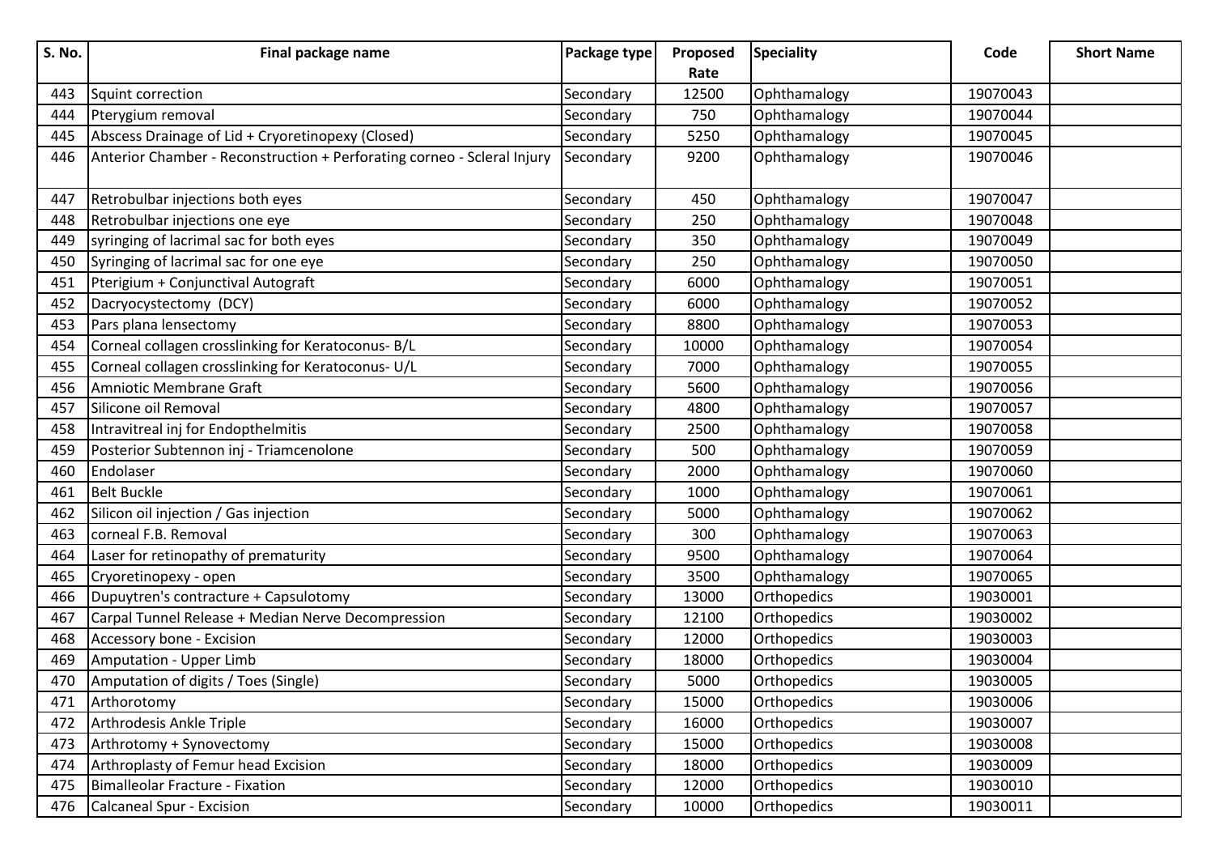| S. No. | Final package name | Package type | Proposed Rate | Speciality | Code | Short Name |
|---|---|---|---|---|---|---|
| 443 | Squint correction | Secondary | 12500 | Ophthamalogy | 19070043 | |
| 444 | Pterygium removal | Secondary | 750 | Ophthamalogy | 19070044 | |
| 445 | Abscess Drainage of Lid + Cryoretinopexy (Closed) | Secondary | 5250 | Ophthamalogy | 19070045 | |
| 446 | Anterior Chamber - Reconstruction + Perforating corneo - Scleral Injury | Secondary | 9200 | Ophthamalogy | 19070046 | |
| 447 | Retrobulbar injections both eyes | Secondary | 450 | Ophthamalogy | 19070047 | |
| 448 | Retrobulbar injections one eye | Secondary | 250 | Ophthamalogy | 19070048 | |
| 449 | syringing of lacrimal sac for both eyes | Secondary | 350 | Ophthamalogy | 19070049 | |
| 450 | Syringing of lacrimal sac for one eye | Secondary | 250 | Ophthamalogy | 19070050 | |
| 451 | Pterigium + Conjunctival Autograft | Secondary | 6000 | Ophthamalogy | 19070051 | |
| 452 | Dacryocystectomy (DCY) | Secondary | 6000 | Ophthamalogy | 19070052 | |
| 453 | Pars plana lensectomy | Secondary | 8800 | Ophthamalogy | 19070053 | |
| 454 | Corneal collagen crosslinking for Keratoconus- B/L | Secondary | 10000 | Ophthamalogy | 19070054 | |
| 455 | Corneal collagen crosslinking for Keratoconus- U/L | Secondary | 7000 | Ophthamalogy | 19070055 | |
| 456 | Amniotic Membrane Graft | Secondary | 5600 | Ophthamalogy | 19070056 | |
| 457 | Silicone oil Removal | Secondary | 4800 | Ophthamalogy | 19070057 | |
| 458 | Intravitreal inj for Endopthelmitis | Secondary | 2500 | Ophthamalogy | 19070058 | |
| 459 | Posterior Subtennon inj - Triamcenolone | Secondary | 500 | Ophthamalogy | 19070059 | |
| 460 | Endolaser | Secondary | 2000 | Ophthamalogy | 19070060 | |
| 461 | Belt Buckle | Secondary | 1000 | Ophthamalogy | 19070061 | |
| 462 | Silicon oil injection / Gas injection | Secondary | 5000 | Ophthamalogy | 19070062 | |
| 463 | corneal F.B. Removal | Secondary | 300 | Ophthamalogy | 19070063 | |
| 464 | Laser for retinopathy of prematurity | Secondary | 9500 | Ophthamalogy | 19070064 | |
| 465 | Cryoretinopexy - open | Secondary | 3500 | Ophthamalogy | 19070065 | |
| 466 | Dupuytren's contracture + Capsulotomy | Secondary | 13000 | Orthopedics | 19030001 | |
| 467 | Carpal Tunnel Release + Median Nerve Decompression | Secondary | 12100 | Orthopedics | 19030002 | |
| 468 | Accessory bone - Excision | Secondary | 12000 | Orthopedics | 19030003 | |
| 469 | Amputation - Upper Limb | Secondary | 18000 | Orthopedics | 19030004 | |
| 470 | Amputation of digits / Toes (Single) | Secondary | 5000 | Orthopedics | 19030005 | |
| 471 | Arthorotomy | Secondary | 15000 | Orthopedics | 19030006 | |
| 472 | Arthrodesis Ankle Triple | Secondary | 16000 | Orthopedics | 19030007 | |
| 473 | Arthrotomy + Synovectomy | Secondary | 15000 | Orthopedics | 19030008 | |
| 474 | Arthroplasty of Femur head Excision | Secondary | 18000 | Orthopedics | 19030009 | |
| 475 | Bimalleolar Fracture - Fixation | Secondary | 12000 | Orthopedics | 19030010 | |
| 476 | Calcaneal Spur - Excision | Secondary | 10000 | Orthopedics | 19030011 | |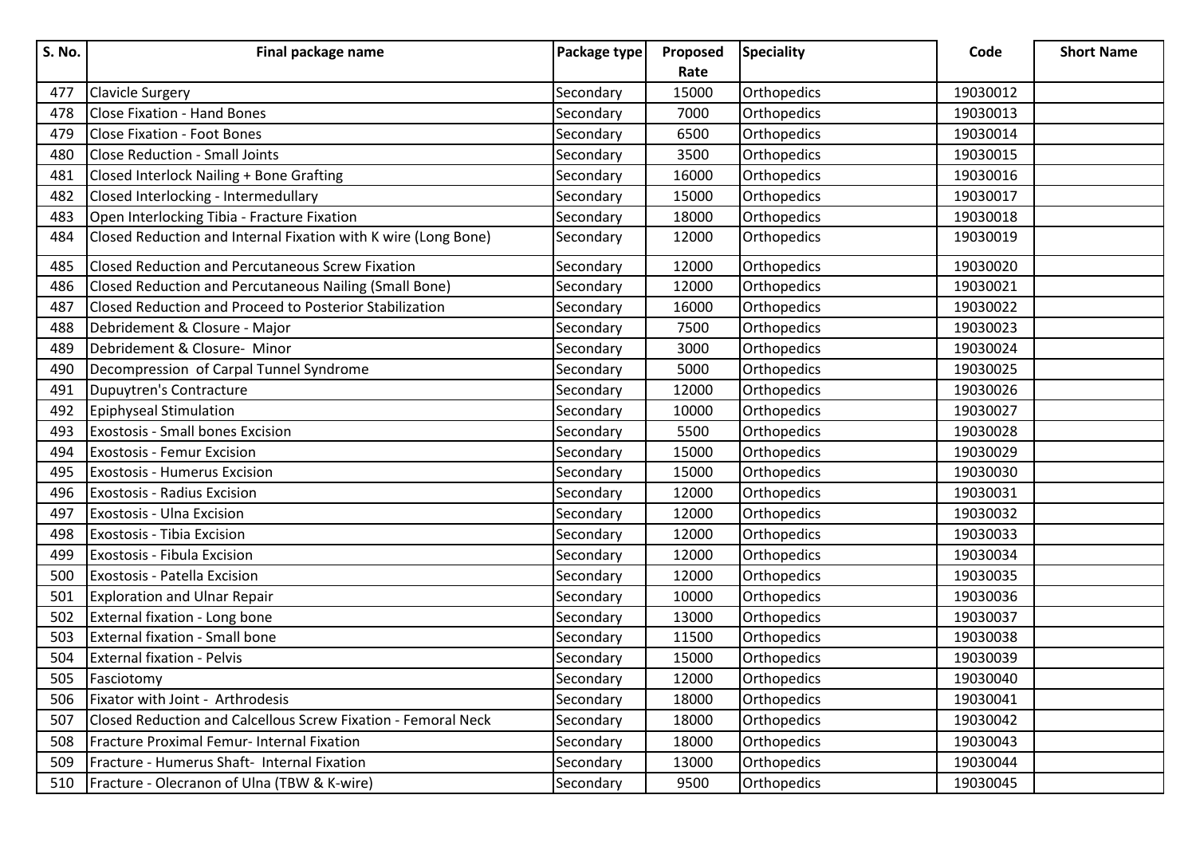| S. No. | Final package name | Package type | Proposed Rate | Speciality | Code | Short Name |
|---|---|---|---|---|---|---|
| 477 | Clavicle Surgery | Secondary | 15000 | Orthopedics | 19030012 | |
| 478 | Close Fixation - Hand Bones | Secondary | 7000 | Orthopedics | 19030013 | |
| 479 | Close Fixation - Foot Bones | Secondary | 6500 | Orthopedics | 19030014 | |
| 480 | Close Reduction - Small Joints | Secondary | 3500 | Orthopedics | 19030015 | |
| 481 | Closed Interlock Nailing + Bone Grafting | Secondary | 16000 | Orthopedics | 19030016 | |
| 482 | Closed Interlocking - Intermedullary | Secondary | 15000 | Orthopedics | 19030017 | |
| 483 | Open Interlocking Tibia - Fracture Fixation | Secondary | 18000 | Orthopedics | 19030018 | |
| 484 | Closed Reduction and Internal Fixation with K wire (Long Bone) | Secondary | 12000 | Orthopedics | 19030019 | |
| 485 | Closed Reduction and Percutaneous Screw Fixation | Secondary | 12000 | Orthopedics | 19030020 | |
| 486 | Closed Reduction and Percutaneous Nailing (Small Bone) | Secondary | 12000 | Orthopedics | 19030021 | |
| 487 | Closed Reduction and Proceed to Posterior Stabilization | Secondary | 16000 | Orthopedics | 19030022 | |
| 488 | Debridement & Closure - Major | Secondary | 7500 | Orthopedics | 19030023 | |
| 489 | Debridement & Closure- Minor | Secondary | 3000 | Orthopedics | 19030024 | |
| 490 | Decompression of Carpal Tunnel Syndrome | Secondary | 5000 | Orthopedics | 19030025 | |
| 491 | Dupuytren's Contracture | Secondary | 12000 | Orthopedics | 19030026 | |
| 492 | Epiphyseal Stimulation | Secondary | 10000 | Orthopedics | 19030027 | |
| 493 | Exostosis - Small bones Excision | Secondary | 5500 | Orthopedics | 19030028 | |
| 494 | Exostosis - Femur Excision | Secondary | 15000 | Orthopedics | 19030029 | |
| 495 | Exostosis - Humerus Excision | Secondary | 15000 | Orthopedics | 19030030 | |
| 496 | Exostosis - Radius Excision | Secondary | 12000 | Orthopedics | 19030031 | |
| 497 | Exostosis - Ulna Excision | Secondary | 12000 | Orthopedics | 19030032 | |
| 498 | Exostosis - Tibia Excision | Secondary | 12000 | Orthopedics | 19030033 | |
| 499 | Exostosis - Fibula Excision | Secondary | 12000 | Orthopedics | 19030034 | |
| 500 | Exostosis - Patella Excision | Secondary | 12000 | Orthopedics | 19030035 | |
| 501 | Exploration and Ulnar Repair | Secondary | 10000 | Orthopedics | 19030036 | |
| 502 | External fixation - Long bone | Secondary | 13000 | Orthopedics | 19030037 | |
| 503 | External fixation - Small bone | Secondary | 11500 | Orthopedics | 19030038 | |
| 504 | External fixation - Pelvis | Secondary | 15000 | Orthopedics | 19030039 | |
| 505 | Fasciotomy | Secondary | 12000 | Orthopedics | 19030040 | |
| 506 | Fixator with Joint - Arthrodesis | Secondary | 18000 | Orthopedics | 19030041 | |
| 507 | Closed Reduction and Calcellous Screw Fixation - Femoral Neck | Secondary | 18000 | Orthopedics | 19030042 | |
| 508 | Fracture Proximal Femur- Internal Fixation | Secondary | 18000 | Orthopedics | 19030043 | |
| 509 | Fracture - Humerus Shaft- Internal Fixation | Secondary | 13000 | Orthopedics | 19030044 | |
| 510 | Fracture - Olecranon of Ulna (TBW & K-wire) | Secondary | 9500 | Orthopedics | 19030045 | |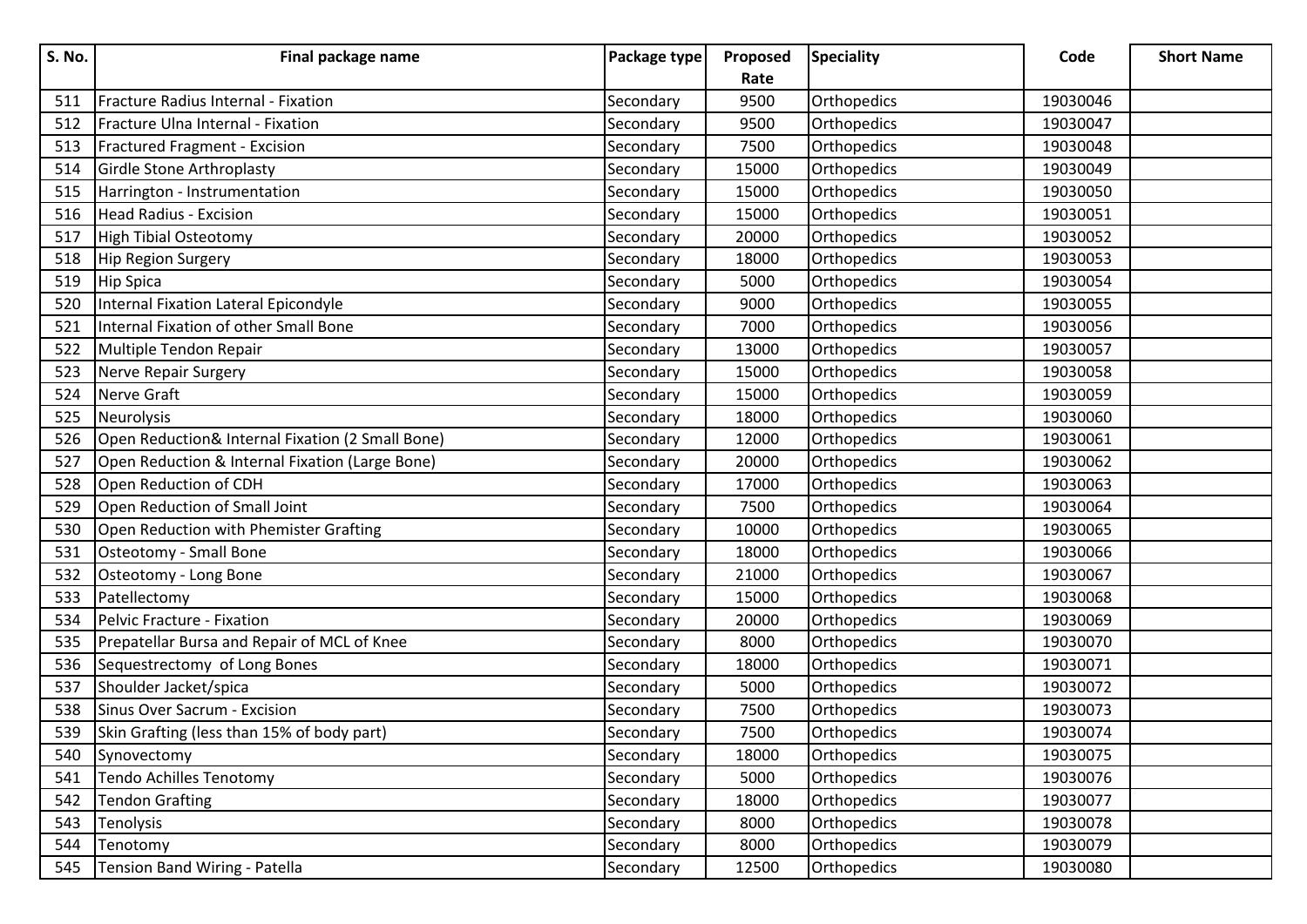| S. No. | Final package name | Package type | Proposed Rate | Speciality | Code | Short Name |
|---|---|---|---|---|---|---|
| 511 | Fracture Radius Internal - Fixation | Secondary | 9500 | Orthopedics | 19030046 | |
| 512 | Fracture Ulna Internal - Fixation | Secondary | 9500 | Orthopedics | 19030047 | |
| 513 | Fractured Fragment - Excision | Secondary | 7500 | Orthopedics | 19030048 | |
| 514 | Girdle Stone Arthroplasty | Secondary | 15000 | Orthopedics | 19030049 | |
| 515 | Harrington - Instrumentation | Secondary | 15000 | Orthopedics | 19030050 | |
| 516 | Head Radius - Excision | Secondary | 15000 | Orthopedics | 19030051 | |
| 517 | High Tibial Osteotomy | Secondary | 20000 | Orthopedics | 19030052 | |
| 518 | Hip Region Surgery | Secondary | 18000 | Orthopedics | 19030053 | |
| 519 | Hip Spica | Secondary | 5000 | Orthopedics | 19030054 | |
| 520 | Internal Fixation Lateral Epicondyle | Secondary | 9000 | Orthopedics | 19030055 | |
| 521 | Internal Fixation of other Small Bone | Secondary | 7000 | Orthopedics | 19030056 | |
| 522 | Multiple Tendon Repair | Secondary | 13000 | Orthopedics | 19030057 | |
| 523 | Nerve Repair Surgery | Secondary | 15000 | Orthopedics | 19030058 | |
| 524 | Nerve Graft | Secondary | 15000 | Orthopedics | 19030059 | |
| 525 | Neurolysis | Secondary | 18000 | Orthopedics | 19030060 | |
| 526 | Open Reduction& Internal Fixation (2 Small Bone) | Secondary | 12000 | Orthopedics | 19030061 | |
| 527 | Open Reduction & Internal Fixation (Large Bone) | Secondary | 20000 | Orthopedics | 19030062 | |
| 528 | Open Reduction of CDH | Secondary | 17000 | Orthopedics | 19030063 | |
| 529 | Open Reduction of Small Joint | Secondary | 7500 | Orthopedics | 19030064 | |
| 530 | Open Reduction with Phemister Grafting | Secondary | 10000 | Orthopedics | 19030065 | |
| 531 | Osteotomy - Small Bone | Secondary | 18000 | Orthopedics | 19030066 | |
| 532 | Osteotomy - Long Bone | Secondary | 21000 | Orthopedics | 19030067 | |
| 533 | Patellectomy | Secondary | 15000 | Orthopedics | 19030068 | |
| 534 | Pelvic Fracture - Fixation | Secondary | 20000 | Orthopedics | 19030069 | |
| 535 | Prepatellar Bursa and Repair of MCL of Knee | Secondary | 8000 | Orthopedics | 19030070 | |
| 536 | Sequestrectomy of Long Bones | Secondary | 18000 | Orthopedics | 19030071 | |
| 537 | Shoulder Jacket/spica | Secondary | 5000 | Orthopedics | 19030072 | |
| 538 | Sinus Over Sacrum - Excision | Secondary | 7500 | Orthopedics | 19030073 | |
| 539 | Skin Grafting (less than 15% of body part) | Secondary | 7500 | Orthopedics | 19030074 | |
| 540 | Synovectomy | Secondary | 18000 | Orthopedics | 19030075 | |
| 541 | Tendo Achilles Tenotomy | Secondary | 5000 | Orthopedics | 19030076 | |
| 542 | Tendon Grafting | Secondary | 18000 | Orthopedics | 19030077 | |
| 543 | Tenolysis | Secondary | 8000 | Orthopedics | 19030078 | |
| 544 | Tenotomy | Secondary | 8000 | Orthopedics | 19030079 | |
| 545 | Tension Band Wiring - Patella | Secondary | 12500 | Orthopedics | 19030080 | |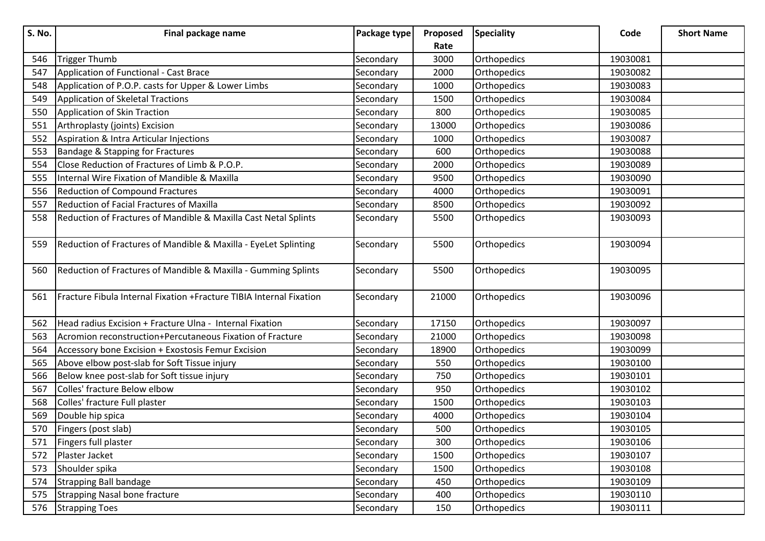| S. No. | Final package name | Package type | Proposed Rate | Speciality | Code | Short Name |
|---|---|---|---|---|---|---|
| 546 | Trigger Thumb | Secondary | 3000 | Orthopedics | 19030081 | |
| 547 | Application of Functional - Cast Brace | Secondary | 2000 | Orthopedics | 19030082 | |
| 548 | Application of P.O.P. casts for Upper & Lower Limbs | Secondary | 1000 | Orthopedics | 19030083 | |
| 549 | Application of Skeletal Tractions | Secondary | 1500 | Orthopedics | 19030084 | |
| 550 | Application of Skin Traction | Secondary | 800 | Orthopedics | 19030085 | |
| 551 | Arthroplasty (joints) Excision | Secondary | 13000 | Orthopedics | 19030086 | |
| 552 | Aspiration & Intra Articular Injections | Secondary | 1000 | Orthopedics | 19030087 | |
| 553 | Bandage & Stapping for Fractures | Secondary | 600 | Orthopedics | 19030088 | |
| 554 | Close Reduction of Fractures of Limb & P.O.P. | Secondary | 2000 | Orthopedics | 19030089 | |
| 555 | Internal Wire Fixation of Mandible & Maxilla | Secondary | 9500 | Orthopedics | 19030090 | |
| 556 | Reduction of Compound Fractures | Secondary | 4000 | Orthopedics | 19030091 | |
| 557 | Reduction of Facial Fractures of Maxilla | Secondary | 8500 | Orthopedics | 19030092 | |
| 558 | Reduction of Fractures of Mandible & Maxilla Cast Netal Splints | Secondary | 5500 | Orthopedics | 19030093 | |
| 559 | Reduction of Fractures of Mandible & Maxilla - EyeLet Splinting | Secondary | 5500 | Orthopedics | 19030094 | |
| 560 | Reduction of Fractures of Mandible & Maxilla - Gumming Splints | Secondary | 5500 | Orthopedics | 19030095 | |
| 561 | Fracture Fibula Internal Fixation +Fracture TIBIA Internal Fixation | Secondary | 21000 | Orthopedics | 19030096 | |
| 562 | Head radius Excision + Fracture Ulna - Internal Fixation | Secondary | 17150 | Orthopedics | 19030097 | |
| 563 | Acromion reconstruction+Percutaneous Fixation of Fracture | Secondary | 21000 | Orthopedics | 19030098 | |
| 564 | Accessory bone Excision + Exostosis Femur Excision | Secondary | 18900 | Orthopedics | 19030099 | |
| 565 | Above elbow post-slab for Soft Tissue injury | Secondary | 550 | Orthopedics | 19030100 | |
| 566 | Below knee post-slab for Soft tissue injury | Secondary | 750 | Orthopedics | 19030101 | |
| 567 | Colles' fracture Below elbow | Secondary | 950 | Orthopedics | 19030102 | |
| 568 | Colles' fracture Full plaster | Secondary | 1500 | Orthopedics | 19030103 | |
| 569 | Double hip spica | Secondary | 4000 | Orthopedics | 19030104 | |
| 570 | Fingers (post slab) | Secondary | 500 | Orthopedics | 19030105 | |
| 571 | Fingers full plaster | Secondary | 300 | Orthopedics | 19030106 | |
| 572 | Plaster Jacket | Secondary | 1500 | Orthopedics | 19030107 | |
| 573 | Shoulder spika | Secondary | 1500 | Orthopedics | 19030108 | |
| 574 | Strapping Ball bandage | Secondary | 450 | Orthopedics | 19030109 | |
| 575 | Strapping Nasal bone fracture | Secondary | 400 | Orthopedics | 19030110 | |
| 576 | Strapping Toes | Secondary | 150 | Orthopedics | 19030111 | |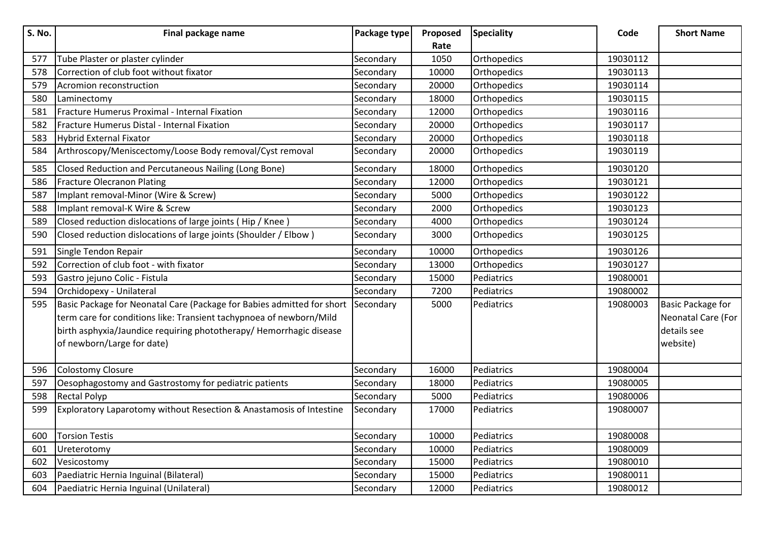| S. No. | Final package name | Package type | Proposed Rate | Speciality | Code | Short Name |
|---|---|---|---|---|---|---|
| 577 | Tube Plaster or plaster cylinder | Secondary | 1050 | Orthopedics | 19030112 | |
| 578 | Correction of club foot without fixator | Secondary | 10000 | Orthopedics | 19030113 | |
| 579 | Acromion reconstruction | Secondary | 20000 | Orthopedics | 19030114 | |
| 580 | Laminectomy | Secondary | 18000 | Orthopedics | 19030115 | |
| 581 | Fracture Humerus Proximal - Internal Fixation | Secondary | 12000 | Orthopedics | 19030116 | |
| 582 | Fracture Humerus Distal - Internal Fixation | Secondary | 20000 | Orthopedics | 19030117 | |
| 583 | Hybrid External Fixator | Secondary | 20000 | Orthopedics | 19030118 | |
| 584 | Arthroscopy/Meniscectomy/Loose Body removal/Cyst removal | Secondary | 20000 | Orthopedics | 19030119 | |
| 585 | Closed Reduction and Percutaneous Nailing (Long Bone) | Secondary | 18000 | Orthopedics | 19030120 | |
| 586 | Fracture Olecranon Plating | Secondary | 12000 | Orthopedics | 19030121 | |
| 587 | Implant removal-Minor (Wire & Screw) | Secondary | 5000 | Orthopedics | 19030122 | |
| 588 | Implant removal-K Wire & Screw | Secondary | 2000 | Orthopedics | 19030123 | |
| 589 | Closed reduction dislocations of large joints ( Hip / Knee ) | Secondary | 4000 | Orthopedics | 19030124 | |
| 590 | Closed reduction dislocations of large joints (Shoulder / Elbow ) | Secondary | 3000 | Orthopedics | 19030125 | |
| 591 | Single Tendon Repair | Secondary | 10000 | Orthopedics | 19030126 | |
| 592 | Correction of club foot - with fixator | Secondary | 13000 | Orthopedics | 19030127 | |
| 593 | Gastro jejuno Colic - Fistula | Secondary | 15000 | Pediatrics | 19080001 | |
| 594 | Orchidopexy - Unilateral | Secondary | 7200 | Pediatrics | 19080002 | |
| 595 | Basic Package for Neonatal Care (Package for Babies admitted for short term care for conditions like: Transient tachypnoea of newborn/Mild birth asphyxia/Jaundice requiring phototherapy/ Hemorrhagic disease of newborn/Large for date) | Secondary | 5000 | Pediatrics | 19080003 | Basic Package for Neonatal Care (For details see website) |
| 596 | Colostomy Closure | Secondary | 16000 | Pediatrics | 19080004 | |
| 597 | Oesophagostomy and Gastrostomy for pediatric patients | Secondary | 18000 | Pediatrics | 19080005 | |
| 598 | Rectal Polyp | Secondary | 5000 | Pediatrics | 19080006 | |
| 599 | Exploratory Laparotomy without Resection & Anastamosis of Intestine | Secondary | 17000 | Pediatrics | 19080007 | |
| 600 | Torsion Testis | Secondary | 10000 | Pediatrics | 19080008 | |
| 601 | Ureterotomy | Secondary | 10000 | Pediatrics | 19080009 | |
| 602 | Vesicostomy | Secondary | 15000 | Pediatrics | 19080010 | |
| 603 | Paediatric Hernia Inguinal (Bilateral) | Secondary | 15000 | Pediatrics | 19080011 | |
| 604 | Paediatric Hernia Inguinal (Unilateral) | Secondary | 12000 | Pediatrics | 19080012 | |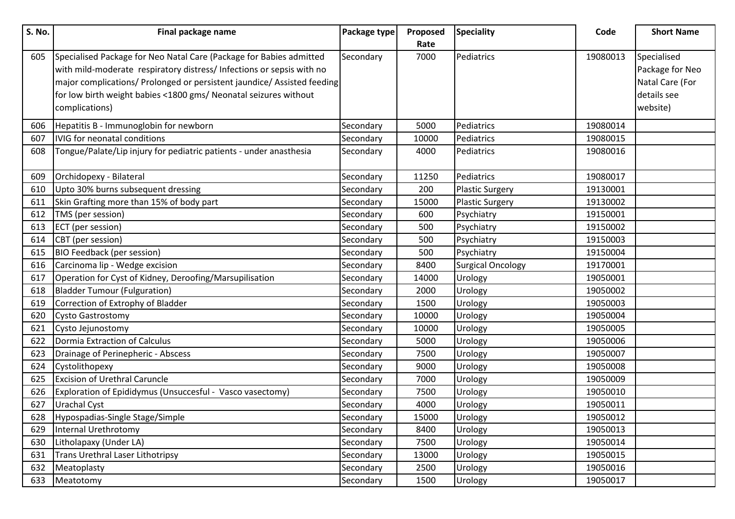| S. No. | Final package name | Package type | Proposed Rate | Speciality | Code | Short Name |
|---|---|---|---|---|---|---|
| 605 | Specialised Package for Neo Natal Care (Package for Babies admitted with mild-moderate respiratory distress/ Infections or sepsis with no major complications/ Prolonged or persistent jaundice/ Assisted feeding for low birth weight babies <1800 gms/ Neonatal seizures without complications) | Secondary | 7000 | Pediatrics | 19080013 | Specialised Package for Neo Natal Care (For details see website) |
| 606 | Hepatitis B - Immunoglobin for newborn | Secondary | 5000 | Pediatrics | 19080014 | |
| 607 | IVIG for neonatal conditions | Secondary | 10000 | Pediatrics | 19080015 | |
| 608 | Tongue/Palate/Lip injury for pediatric patients - under anasthesia | Secondary | 4000 | Pediatrics | 19080016 | |
| 609 | Orchidopexy - Bilateral | Secondary | 11250 | Pediatrics | 19080017 | |
| 610 | Upto 30% burns subsequent dressing | Secondary | 200 | Plastic Surgery | 19130001 | |
| 611 | Skin Grafting more than 15% of body part | Secondary | 15000 | Plastic Surgery | 19130002 | |
| 612 | TMS (per session) | Secondary | 600 | Psychiatry | 19150001 | |
| 613 | ECT (per session) | Secondary | 500 | Psychiatry | 19150002 | |
| 614 | CBT (per session) | Secondary | 500 | Psychiatry | 19150003 | |
| 615 | BIO Feedback (per session) | Secondary | 500 | Psychiatry | 19150004 | |
| 616 | Carcinoma lip - Wedge excision | Secondary | 8400 | Surgical Oncology | 19170001 | |
| 617 | Operation for Cyst of Kidney, Deroofing/Marsupilisation | Secondary | 14000 | Urology | 19050001 | |
| 618 | Bladder Tumour (Fulguration) | Secondary | 2000 | Urology | 19050002 | |
| 619 | Correction of Extrophy of Bladder | Secondary | 1500 | Urology | 19050003 | |
| 620 | Cysto Gastrostomy | Secondary | 10000 | Urology | 19050004 | |
| 621 | Cysto Jejunostomy | Secondary | 10000 | Urology | 19050005 | |
| 622 | Dormia Extraction of Calculus | Secondary | 5000 | Urology | 19050006 | |
| 623 | Drainage of Perinepheric - Abscess | Secondary | 7500 | Urology | 19050007 | |
| 624 | Cystolithopexy | Secondary | 9000 | Urology | 19050008 | |
| 625 | Excision of Urethral Caruncle | Secondary | 7000 | Urology | 19050009 | |
| 626 | Exploration of Epididymus (Unsuccesful - Vasco vasectomy) | Secondary | 7500 | Urology | 19050010 | |
| 627 | Urachal Cyst | Secondary | 4000 | Urology | 19050011 | |
| 628 | Hypospadias-Single Stage/Simple | Secondary | 15000 | Urology | 19050012 | |
| 629 | Internal Urethrotomy | Secondary | 8400 | Urology | 19050013 | |
| 630 | Litholapaxy (Under LA) | Secondary | 7500 | Urology | 19050014 | |
| 631 | Trans Urethral Laser Lithotripsy | Secondary | 13000 | Urology | 19050015 | |
| 632 | Meatoplasty | Secondary | 2500 | Urology | 19050016 | |
| 633 | Meatotomy | Secondary | 1500 | Urology | 19050017 | |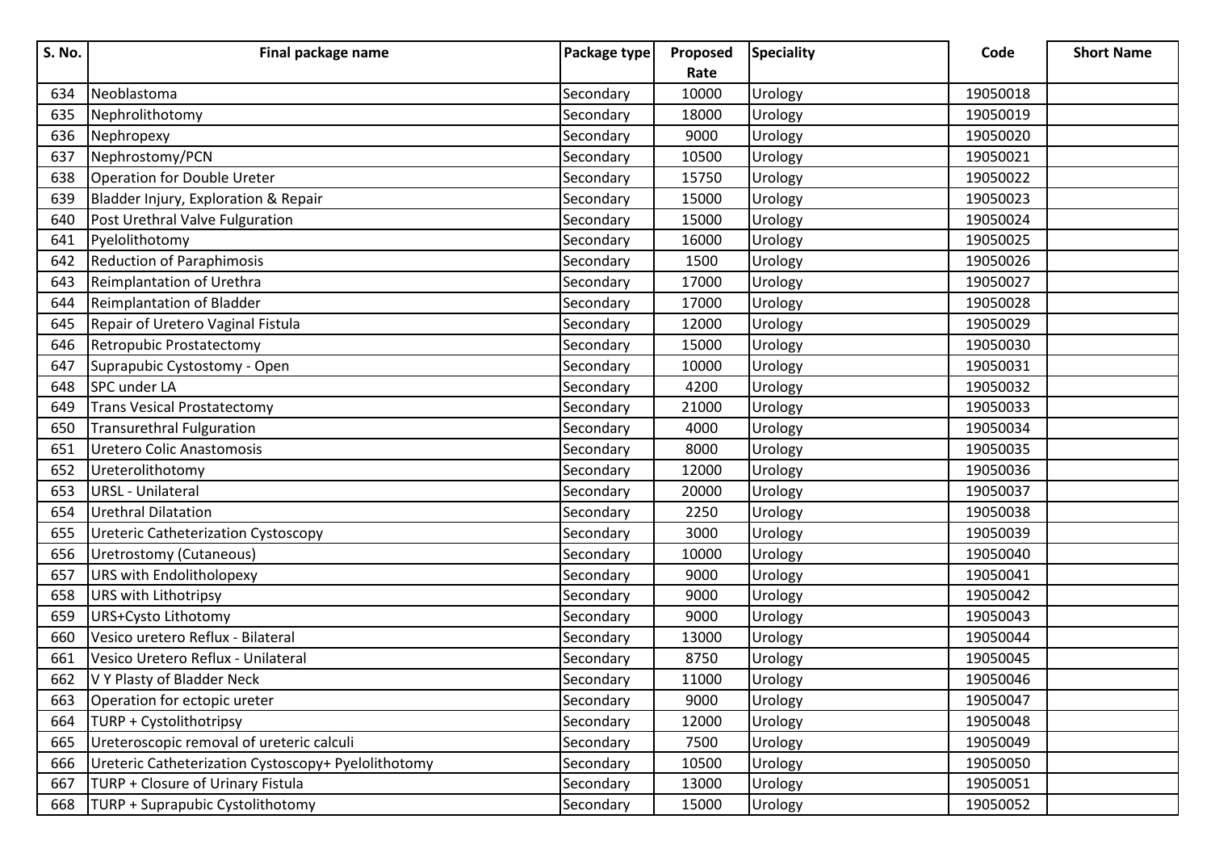| S. No. | Final package name | Package type | Proposed Rate | Speciality | Code | Short Name |
|---|---|---|---|---|---|---|
| 634 | Neoblastoma | Secondary | 10000 | Urology | 19050018 | |
| 635 | Nephrolithotomy | Secondary | 18000 | Urology | 19050019 | |
| 636 | Nephropexy | Secondary | 9000 | Urology | 19050020 | |
| 637 | Nephrostomy/PCN | Secondary | 10500 | Urology | 19050021 | |
| 638 | Operation for Double Ureter | Secondary | 15750 | Urology | 19050022 | |
| 639 | Bladder Injury, Exploration & Repair | Secondary | 15000 | Urology | 19050023 | |
| 640 | Post Urethral Valve Fulguration | Secondary | 15000 | Urology | 19050024 | |
| 641 | Pyelolithotomy | Secondary | 16000 | Urology | 19050025 | |
| 642 | Reduction of Paraphimosis | Secondary | 1500 | Urology | 19050026 | |
| 643 | Reimplantation of Urethra | Secondary | 17000 | Urology | 19050027 | |
| 644 | Reimplantation of Bladder | Secondary | 17000 | Urology | 19050028 | |
| 645 | Repair of Uretero Vaginal Fistula | Secondary | 12000 | Urology | 19050029 | |
| 646 | Retropubic Prostatectomy | Secondary | 15000 | Urology | 19050030 | |
| 647 | Suprapubic Cystostomy - Open | Secondary | 10000 | Urology | 19050031 | |
| 648 | SPC under LA | Secondary | 4200 | Urology | 19050032 | |
| 649 | Trans Vesical Prostatectomy | Secondary | 21000 | Urology | 19050033 | |
| 650 | Transurethral Fulguration | Secondary | 4000 | Urology | 19050034 | |
| 651 | Uretero Colic Anastomosis | Secondary | 8000 | Urology | 19050035 | |
| 652 | Ureterolithotomy | Secondary | 12000 | Urology | 19050036 | |
| 653 | URSL - Unilateral | Secondary | 20000 | Urology | 19050037 | |
| 654 | Urethral Dilatation | Secondary | 2250 | Urology | 19050038 | |
| 655 | Ureteric Catheterization Cystoscopy | Secondary | 3000 | Urology | 19050039 | |
| 656 | Uretrostomy (Cutaneous) | Secondary | 10000 | Urology | 19050040 | |
| 657 | URS with Endolitholopexy | Secondary | 9000 | Urology | 19050041 | |
| 658 | URS with Lithotripsy | Secondary | 9000 | Urology | 19050042 | |
| 659 | URS+Cysto Lithotomy | Secondary | 9000 | Urology | 19050043 | |
| 660 | Vesico uretero Reflux - Bilateral | Secondary | 13000 | Urology | 19050044 | |
| 661 | Vesico Uretero Reflux - Unilateral | Secondary | 8750 | Urology | 19050045 | |
| 662 | V Y Plasty of Bladder Neck | Secondary | 11000 | Urology | 19050046 | |
| 663 | Operation for ectopic ureter | Secondary | 9000 | Urology | 19050047 | |
| 664 | TURP + Cystolithotripsy | Secondary | 12000 | Urology | 19050048 | |
| 665 | Ureteroscopic removal of ureteric calculi | Secondary | 7500 | Urology | 19050049 | |
| 666 | Ureteric Catheterization Cystoscopy+ Pyelolithotomy | Secondary | 10500 | Urology | 19050050 | |
| 667 | TURP + Closure of Urinary Fistula | Secondary | 13000 | Urology | 19050051 | |
| 668 | TURP + Suprapubic Cystolithotomy | Secondary | 15000 | Urology | 19050052 | |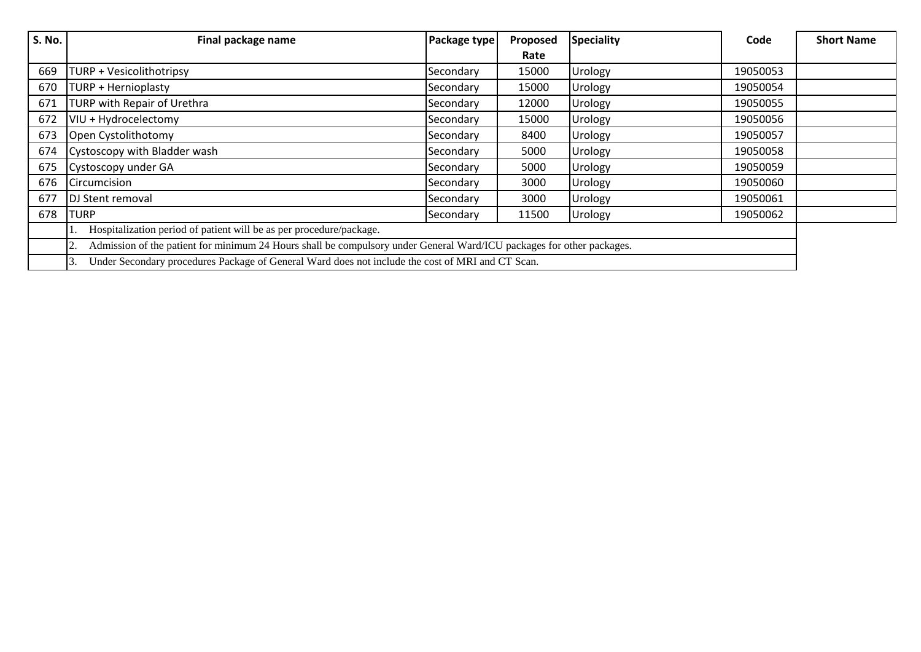| S. No. | Final package name | Package type | Proposed Rate | Speciality | Code | Short Name |
|---|---|---|---|---|---|---|
| 669 | TURP + Vesicolithotripsy | Secondary | 15000 | Urology | 19050053 | |
| 670 | TURP + Hernioplasty | Secondary | 15000 | Urology | 19050054 | |
| 671 | TURP with Repair of Urethra | Secondary | 12000 | Urology | 19050055 | |
| 672 | VIU + Hydrocelectomy | Secondary | 15000 | Urology | 19050056 | |
| 673 | Open Cystolithotomy | Secondary | 8400 | Urology | 19050057 | |
| 674 | Cystoscopy with Bladder wash | Secondary | 5000 | Urology | 19050058 | |
| 675 | Cystoscopy under GA | Secondary | 5000 | Urology | 19050059 | |
| 676 | Circumcision | Secondary | 3000 | Urology | 19050060 | |
| 677 | DJ Stent removal | Secondary | 3000 | Urology | 19050061 | |
| 678 | TURP | Secondary | 11500 | Urology | 19050062 | |
| | 1. Hospitalization period of patient will be as per procedure/package. | | | | | |
| | 2. Admission of the patient for minimum 24 Hours shall be compulsory under General Ward/ICU packages for other packages. | | | | | |
| | 3. Under Secondary procedures Package of General Ward does not include the cost of MRI and CT Scan. | | | | | |